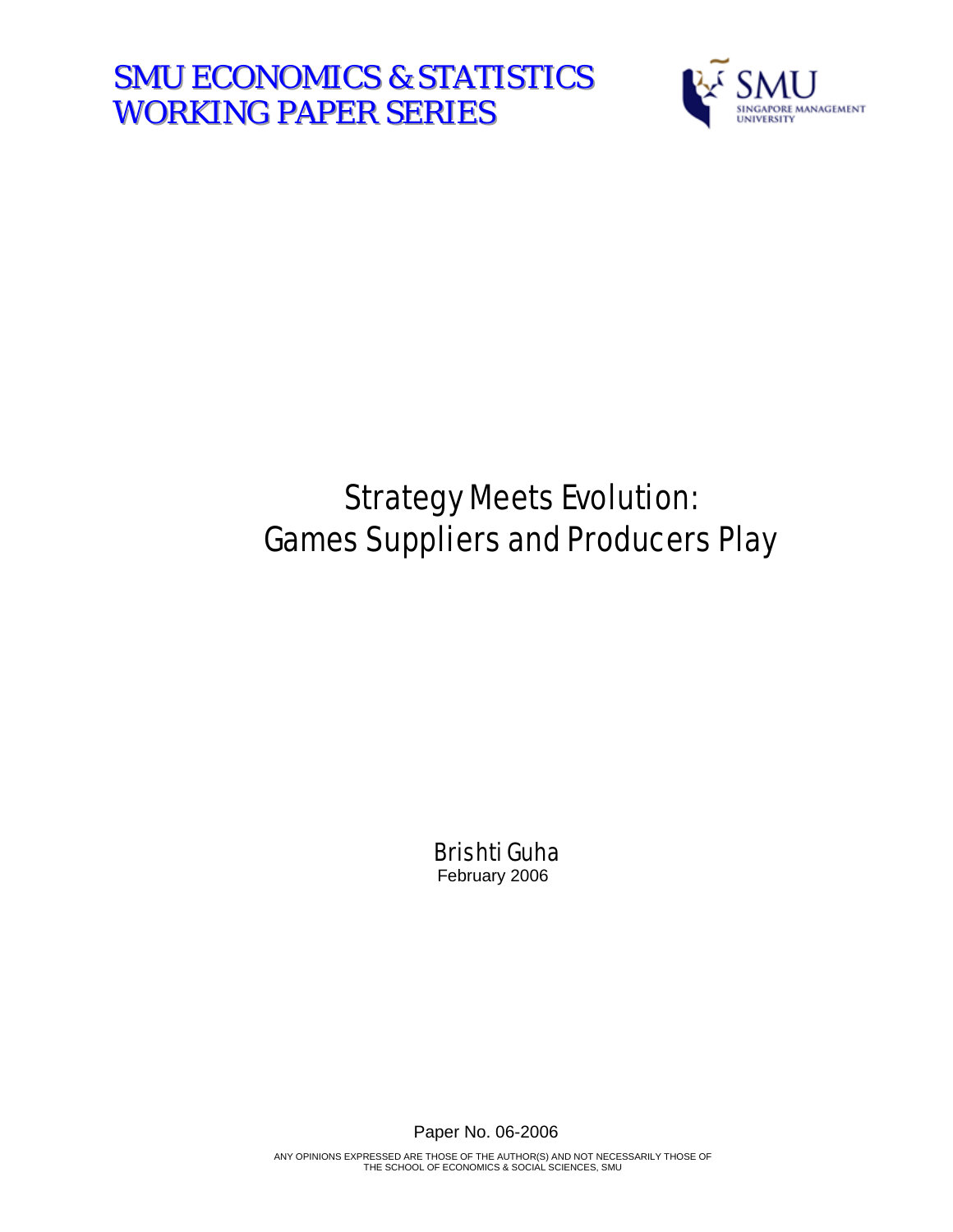# SMU ECONOMICS & STATISTICS WORKING PAPER SERIES

SMU
SINGAPORE MANAGEMENT UNIVERSITY

# Strategy Meets Evolution: Games Suppliers and Producers Play

Brishti Guha

February 2006

Paper No. 06-2006

ANY OPINIONS EXPRESSED ARE THOSE OF THE AUTHOR(S) AND NOT NECESSARILY THOSE OF THE SCHOOL OF ECONOMICS & SOCIAL SCIENCES, SMU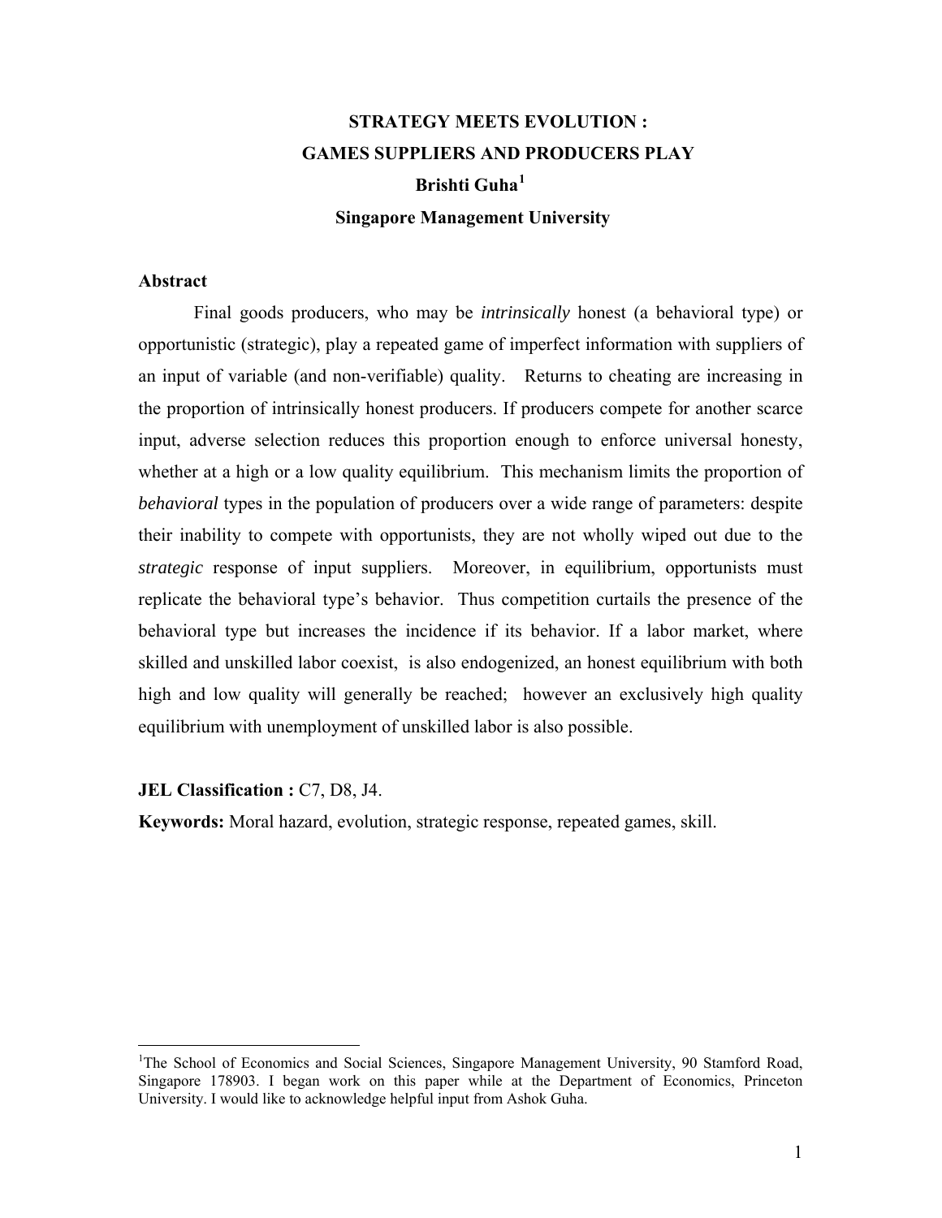# STRATEGY MEETS EVOLUTION : GAMES SUPPLIERS AND PRODUCERS PLAY

**Brishti Guha[1]**

**Singapore Management University**

## Abstract

Final goods producers, who may be *intrinsically* honest (a behavioral type) or opportunistic (strategic), play a repeated game of imperfect information with suppliers of an input of variable (and non-verifiable) quality. Returns to cheating are increasing in the proportion of intrinsically honest producers. If producers compete for another scarce input, adverse selection reduces this proportion enough to enforce universal honesty, whether at a high or a low quality equilibrium. This mechanism limits the proportion of *behavioral* types in the population of producers over a wide range of parameters: despite their inability to compete with opportunists, they are not wholly wiped out due to the *strategic* response of input suppliers. Moreover, in equilibrium, opportunists must replicate the behavioral type's behavior. Thus competition curtails the presence of the behavioral type but increases the incidence if its behavior. If a labor market, where skilled and unskilled labor coexist, is also endogenized, an honest equilibrium with both high and low quality will generally be reached; however an exclusively high quality equilibrium with unemployment of unskilled labor is also possible.

**JEL Classification :** C7, D8, J4.

**Keywords:** Moral hazard, evolution, strategic response, repeated games, skill.

---

[1]The School of Economics and Social Sciences, Singapore Management University, 90 Stamford Road, Singapore 178903. I began work on this paper while at the Department of Economics, Princeton University. I would like to acknowledge helpful input from Ashok Guha.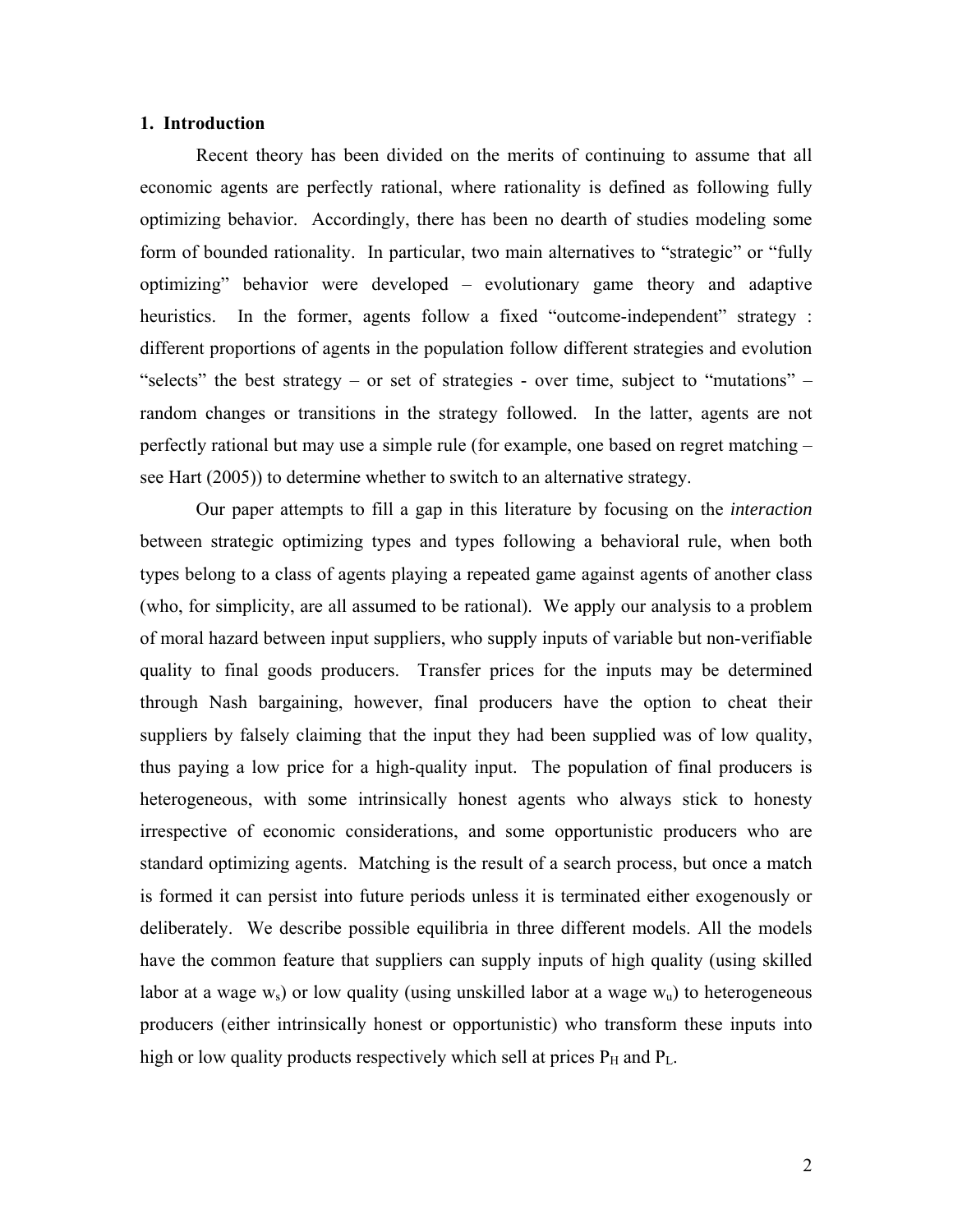## 1. Introduction

Recent theory has been divided on the merits of continuing to assume that all economic agents are perfectly rational, where rationality is defined as following fully optimizing behavior. Accordingly, there has been no dearth of studies modeling some form of bounded rationality. In particular, two main alternatives to "strategic" or "fully optimizing" behavior were developed – evolutionary game theory and adaptive heuristics. In the former, agents follow a fixed "outcome-independent" strategy : different proportions of agents in the population follow different strategies and evolution "selects" the best strategy – or set of strategies - over time, subject to "mutations" – random changes or transitions in the strategy followed. In the latter, agents are not perfectly rational but may use a simple rule (for example, one based on regret matching – see Hart (2005)) to determine whether to switch to an alternative strategy.

Our paper attempts to fill a gap in this literature by focusing on the *interaction* between strategic optimizing types and types following a behavioral rule, when both types belong to a class of agents playing a repeated game against agents of another class (who, for simplicity, are all assumed to be rational). We apply our analysis to a problem of moral hazard between input suppliers, who supply inputs of variable but non-verifiable quality to final goods producers. Transfer prices for the inputs may be determined through Nash bargaining, however, final producers have the option to cheat their suppliers by falsely claiming that the input they had been supplied was of low quality, thus paying a low price for a high-quality input. The population of final producers is heterogeneous, with some intrinsically honest agents who always stick to honesty irrespective of economic considerations, and some opportunistic producers who are standard optimizing agents. Matching is the result of a search process, but once a match is formed it can persist into future periods unless it is terminated either exogenously or deliberately. We describe possible equilibria in three different models. All the models have the common feature that suppliers can supply inputs of high quality (using skilled labor at a wage $w_s$) or low quality (using unskilled labor at a wage $w_u$) to heterogeneous producers (either intrinsically honest or opportunistic) who transform these inputs into high or low quality products respectively which sell at prices $P_H$ and $P_L$.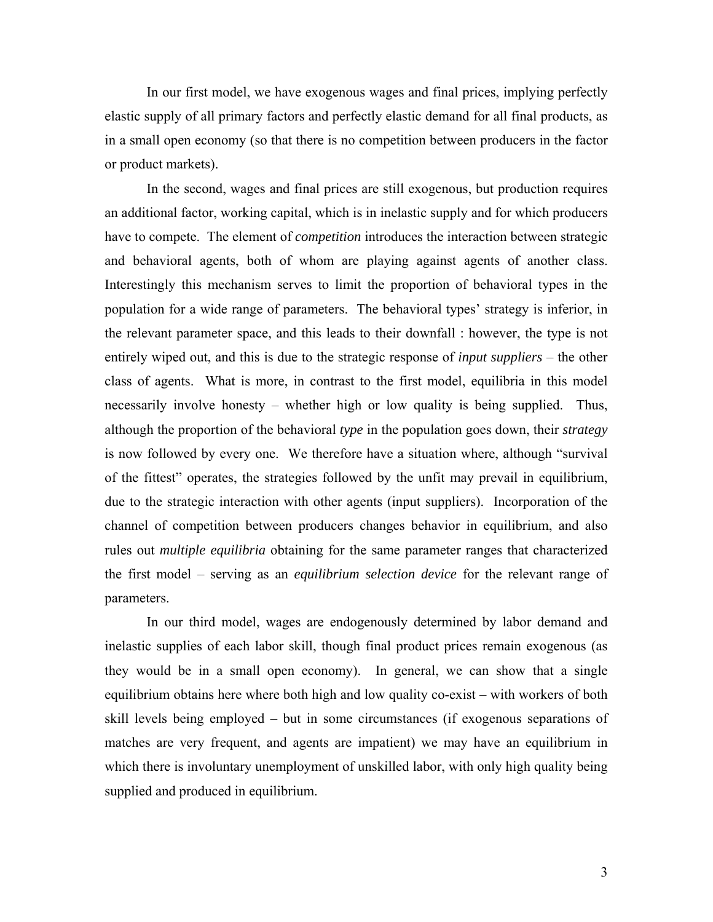In our first model, we have exogenous wages and final prices, implying perfectly elastic supply of all primary factors and perfectly elastic demand for all final products, as in a small open economy (so that there is no competition between producers in the factor or product markets).

In the second, wages and final prices are still exogenous, but production requires an additional factor, working capital, which is in inelastic supply and for which producers have to compete. The element of *competition* introduces the interaction between strategic and behavioral agents, both of whom are playing against agents of another class. Interestingly this mechanism serves to limit the proportion of behavioral types in the population for a wide range of parameters. The behavioral types' strategy is inferior, in the relevant parameter space, and this leads to their downfall : however, the type is not entirely wiped out, and this is due to the strategic response of *input suppliers* – the other class of agents. What is more, in contrast to the first model, equilibria in this model necessarily involve honesty – whether high or low quality is being supplied. Thus, although the proportion of the behavioral *type* in the population goes down, their *strategy* is now followed by every one. We therefore have a situation where, although "survival of the fittest" operates, the strategies followed by the unfit may prevail in equilibrium, due to the strategic interaction with other agents (input suppliers). Incorporation of the channel of competition between producers changes behavior in equilibrium, and also rules out *multiple equilibria* obtaining for the same parameter ranges that characterized the first model – serving as an *equilibrium selection device* for the relevant range of parameters.

In our third model, wages are endogenously determined by labor demand and inelastic supplies of each labor skill, though final product prices remain exogenous (as they would be in a small open economy). In general, we can show that a single equilibrium obtains here where both high and low quality co-exist – with workers of both skill levels being employed – but in some circumstances (if exogenous separations of matches are very frequent, and agents are impatient) we may have an equilibrium in which there is involuntary unemployment of unskilled labor, with only high quality being supplied and produced in equilibrium.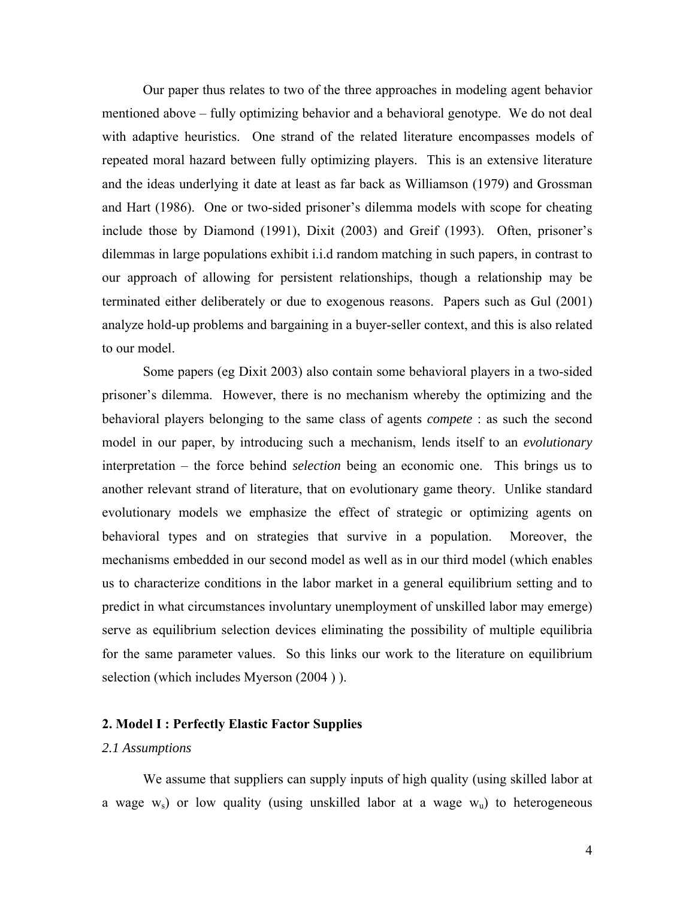Our paper thus relates to two of the three approaches in modeling agent behavior mentioned above – fully optimizing behavior and a behavioral genotype. We do not deal with adaptive heuristics. One strand of the related literature encompasses models of repeated moral hazard between fully optimizing players. This is an extensive literature and the ideas underlying it date at least as far back as Williamson (1979) and Grossman and Hart (1986). One or two-sided prisoner's dilemma models with scope for cheating include those by Diamond (1991), Dixit (2003) and Greif (1993). Often, prisoner's dilemmas in large populations exhibit i.i.d random matching in such papers, in contrast to our approach of allowing for persistent relationships, though a relationship may be terminated either deliberately or due to exogenous reasons. Papers such as Gul (2001) analyze hold-up problems and bargaining in a buyer-seller context, and this is also related to our model.

Some papers (eg Dixit 2003) also contain some behavioral players in a two-sided prisoner's dilemma. However, there is no mechanism whereby the optimizing and the behavioral players belonging to the same class of agents *compete* : as such the second model in our paper, by introducing such a mechanism, lends itself to an *evolutionary* interpretation – the force behind *selection* being an economic one. This brings us to another relevant strand of literature, that on evolutionary game theory. Unlike standard evolutionary models we emphasize the effect of strategic or optimizing agents on behavioral types and on strategies that survive in a population. Moreover, the mechanisms embedded in our second model as well as in our third model (which enables us to characterize conditions in the labor market in a general equilibrium setting and to predict in what circumstances involuntary unemployment of unskilled labor may emerge) serve as equilibrium selection devices eliminating the possibility of multiple equilibria for the same parameter values. So this links our work to the literature on equilibrium selection (which includes Myerson (2004 ) ).

## 2. Model I : Perfectly Elastic Factor Supplies

### *2.1 Assumptions*

We assume that suppliers can supply inputs of high quality (using skilled labor at a wage $w_s$) or low quality (using unskilled labor at a wage $w_u$) to heterogeneous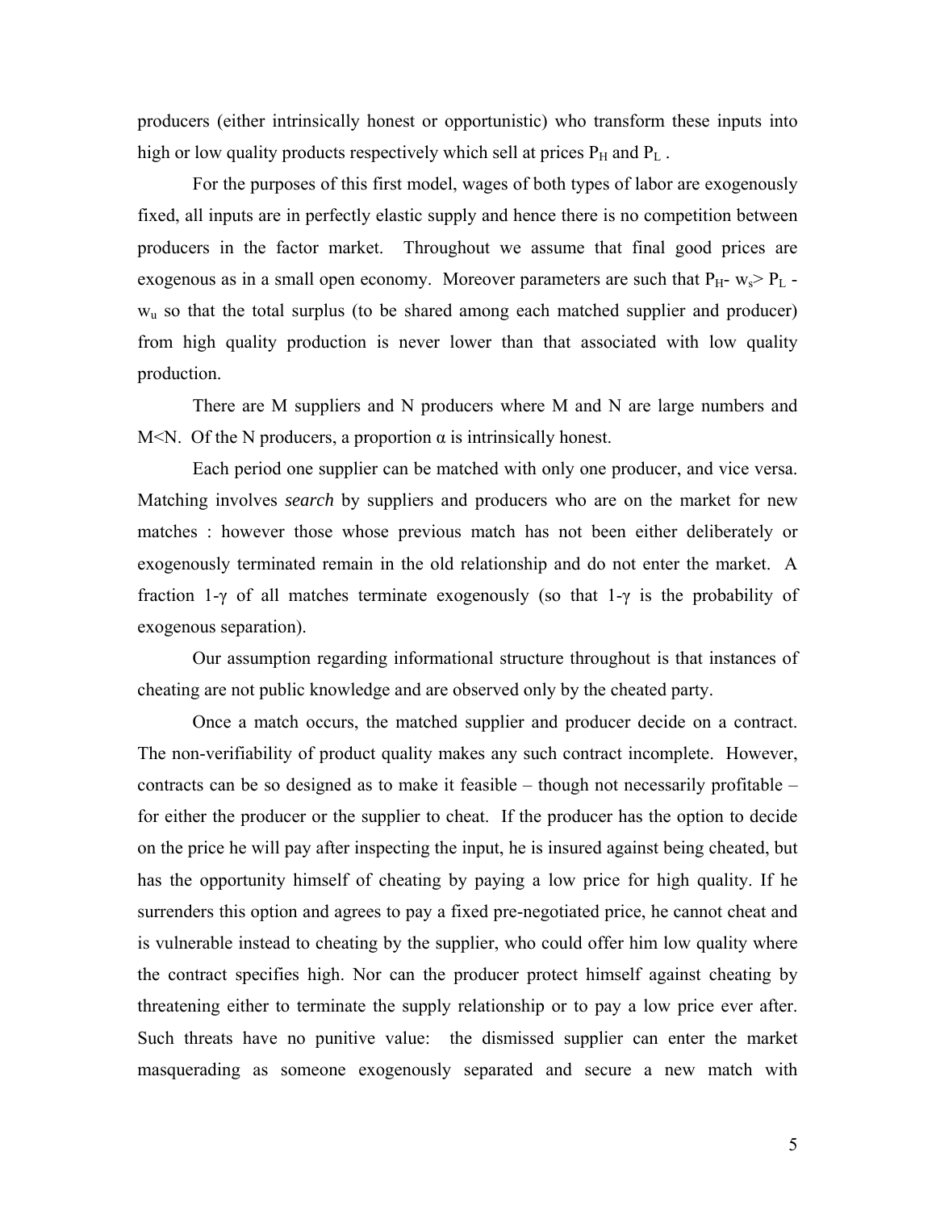producers (either intrinsically honest or opportunistic) who transform these inputs into high or low quality products respectively which sell at prices $P_H$ and $P_L$ .

For the purposes of this first model, wages of both types of labor are exogenously fixed, all inputs are in perfectly elastic supply and hence there is no competition between producers in the factor market. Throughout we assume that final good prices are exogenous as in a small open economy. Moreover parameters are such that $P_H - w_s > P_L - w_u$ so that the total surplus (to be shared among each matched supplier and producer) from high quality production is never lower than that associated with low quality production.

There are M suppliers and N producers where M and N are large numbers and M<N. Of the N producers, a proportion $\alpha$ is intrinsically honest.

Each period one supplier can be matched with only one producer, and vice versa. Matching involves *search* by suppliers and producers who are on the market for new matches : however those whose previous match has not been either deliberately or exogenously terminated remain in the old relationship and do not enter the market. A fraction $1-\gamma$ of all matches terminate exogenously (so that $1-\gamma$ is the probability of exogenous separation).

Our assumption regarding informational structure throughout is that instances of cheating are not public knowledge and are observed only by the cheated party.

Once a match occurs, the matched supplier and producer decide on a contract. The non-verifiability of product quality makes any such contract incomplete. However, contracts can be so designed as to make it feasible – though not necessarily profitable – for either the producer or the supplier to cheat. If the producer has the option to decide on the price he will pay after inspecting the input, he is insured against being cheated, but has the opportunity himself of cheating by paying a low price for high quality. If he surrenders this option and agrees to pay a fixed pre-negotiated price, he cannot cheat and is vulnerable instead to cheating by the supplier, who could offer him low quality where the contract specifies high. Nor can the producer protect himself against cheating by threatening either to terminate the supply relationship or to pay a low price ever after. Such threats have no punitive value: the dismissed supplier can enter the market masquerading as someone exogenously separated and secure a new match with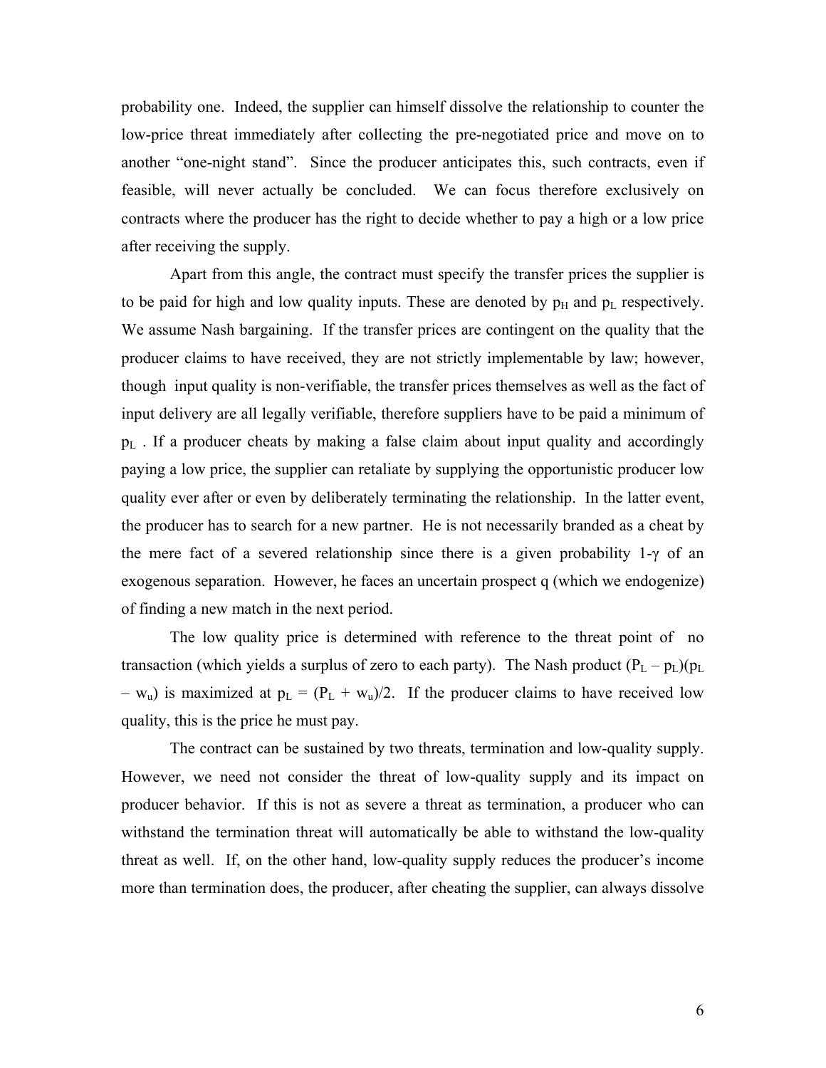probability one. Indeed, the supplier can himself dissolve the relationship to counter the low-price threat immediately after collecting the pre-negotiated price and move on to another "one-night stand". Since the producer anticipates this, such contracts, even if feasible, will never actually be concluded. We can focus therefore exclusively on contracts where the producer has the right to decide whether to pay a high or a low price after receiving the supply.

Apart from this angle, the contract must specify the transfer prices the supplier is to be paid for high and low quality inputs. These are denoted by $p_H$ and $p_L$ respectively. We assume Nash bargaining. If the transfer prices are contingent on the quality that the producer claims to have received, they are not strictly implementable by law; however, though input quality is non-verifiable, the transfer prices themselves as well as the fact of input delivery are all legally verifiable, therefore suppliers have to be paid a minimum of $p_L$. If a producer cheats by making a false claim about input quality and accordingly paying a low price, the supplier can retaliate by supplying the opportunistic producer low quality ever after or even by deliberately terminating the relationship. In the latter event, the producer has to search for a new partner. He is not necessarily branded as a cheat by the mere fact of a severed relationship since there is a given probability $1-\gamma$ of an exogenous separation. However, he faces an uncertain prospect q (which we endogenize) of finding a new match in the next period.

The low quality price is determined with reference to the threat point of no transaction (which yields a surplus of zero to each party). The Nash product $(P_L - p_L)(p_L - w_u)$ is maximized at $p_L = (P_L + w_u)/2$. If the producer claims to have received low quality, this is the price he must pay.

The contract can be sustained by two threats, termination and low-quality supply. However, we need not consider the threat of low-quality supply and its impact on producer behavior. If this is not as severe a threat as termination, a producer who can withstand the termination threat will automatically be able to withstand the low-quality threat as well. If, on the other hand, low-quality supply reduces the producer's income more than termination does, the producer, after cheating the supplier, can always dissolve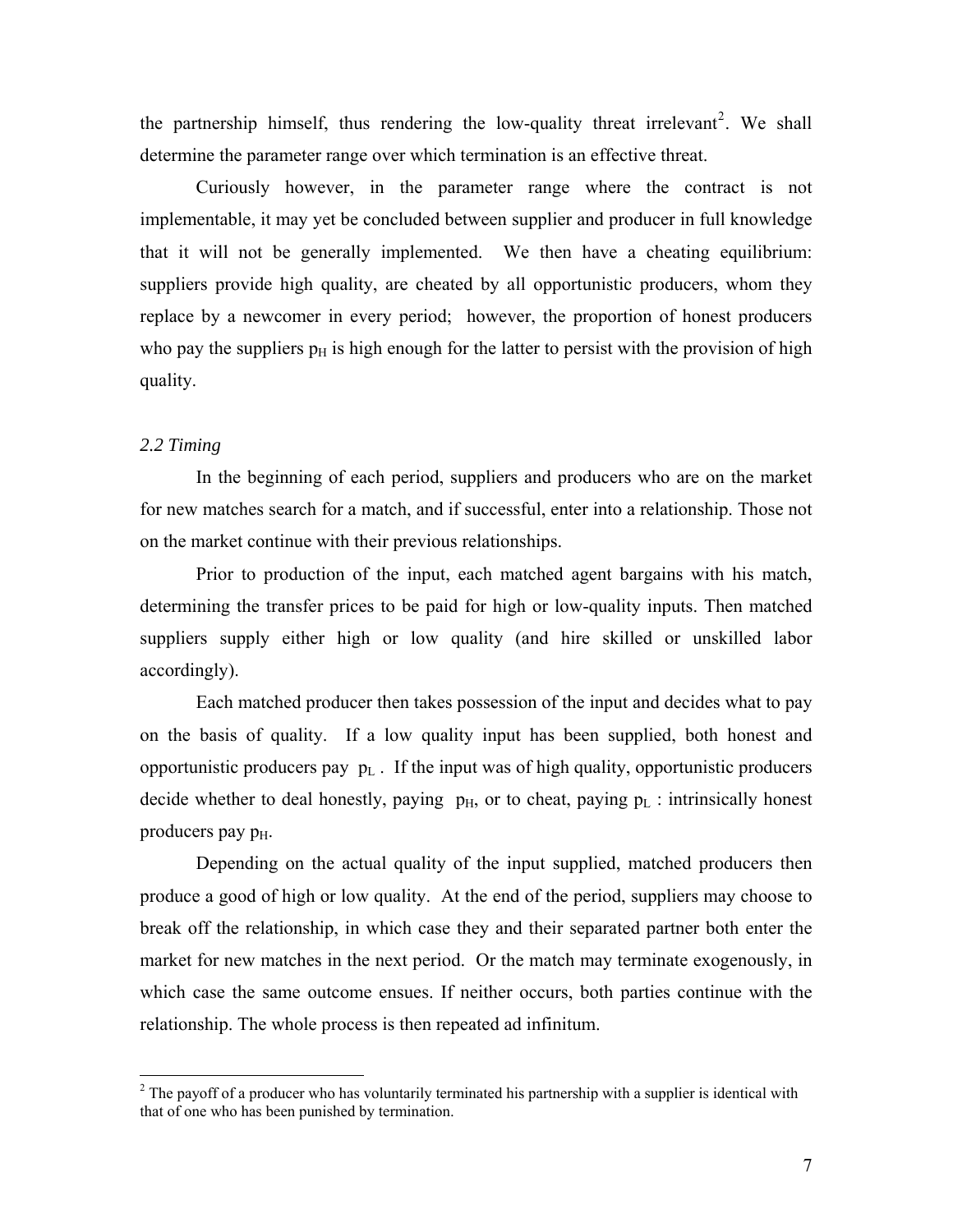the partnership himself, thus rendering the low-quality threat irrelevant[2]. We shall determine the parameter range over which termination is an effective threat.

Curiously however, in the parameter range where the contract is not implementable, it may yet be concluded between supplier and producer in full knowledge that it will not be generally implemented. We then have a cheating equilibrium: suppliers provide high quality, are cheated by all opportunistic producers, whom they replace by a newcomer in every period; however, the proportion of honest producers who pay the suppliers $p_H$ is high enough for the latter to persist with the provision of high quality.

### *2.2 Timing*

In the beginning of each period, suppliers and producers who are on the market for new matches search for a match, and if successful, enter into a relationship. Those not on the market continue with their previous relationships.

Prior to production of the input, each matched agent bargains with his match, determining the transfer prices to be paid for high or low-quality inputs. Then matched suppliers supply either high or low quality (and hire skilled or unskilled labor accordingly).

Each matched producer then takes possession of the input and decides what to pay on the basis of quality. If a low quality input has been supplied, both honest and opportunistic producers pay $p_L$. If the input was of high quality, opportunistic producers decide whether to deal honestly, paying $p_H$, or to cheat, paying $p_L$ : intrinsically honest producers pay $p_H$.

Depending on the actual quality of the input supplied, matched producers then produce a good of high or low quality. At the end of the period, suppliers may choose to break off the relationship, in which case they and their separated partner both enter the market for new matches in the next period. Or the match may terminate exogenously, in which case the same outcome ensues. If neither occurs, both parties continue with the relationship. The whole process is then repeated ad infinitum.

[2] The payoff of a producer who has voluntarily terminated his partnership with a supplier is identical with that of one who has been punished by termination.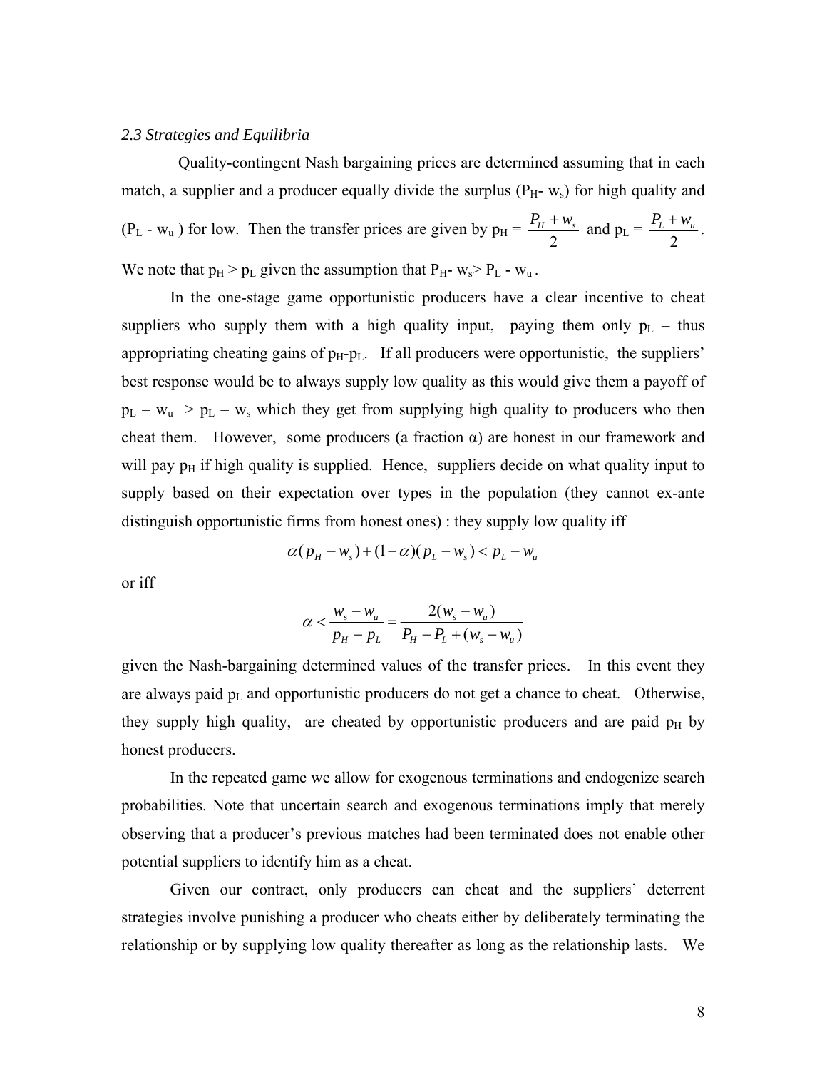*2.3 Strategies and Equilibria*

Quality-contingent Nash bargaining prices are determined assuming that in each match, a supplier and a producer equally divide the surplus ($P_H$- $w_s$) for high quality and ($P_L$ - $w_u$ ) for low. Then the transfer prices are given by $p_H = \frac{P_H + w_s}{2}$ and $p_L = \frac{P_L + w_u}{2}$. We note that $p_H > p_L$ given the assumption that $P_H$- $w_s$> $P_L$ - $w_u$ .

In the one-stage game opportunistic producers have a clear incentive to cheat suppliers who supply them with a high quality input, paying them only $p_L$ – thus appropriating cheating gains of $p_H$-$p_L$. If all producers were opportunistic, the suppliers' best response would be to always supply low quality as this would give them a payoff of $p_L – w_u > p_L – w_s$ which they get from supplying high quality to producers who then cheat them. However, some producers (a fraction α) are honest in our framework and will pay $p_H$ if high quality is supplied. Hence, suppliers decide on what quality input to supply based on their expectation over types in the population (they cannot ex-ante distinguish opportunistic firms from honest ones) : they supply low quality iff

$$\alpha(p_H - w_s) + (1-\alpha)(p_L - w_s) < p_L - w_u$$

or iff

$$\alpha < \frac{w_s - w_u}{p_H - p_L} = \frac{2(w_s - w_u)}{P_H - P_L + (w_s - w_u)}$$

given the Nash-bargaining determined values of the transfer prices. In this event they are always paid $p_L$ and opportunistic producers do not get a chance to cheat. Otherwise, they supply high quality, are cheated by opportunistic producers and are paid $p_H$ by honest producers.

In the repeated game we allow for exogenous terminations and endogenize search probabilities. Note that uncertain search and exogenous terminations imply that merely observing that a producer's previous matches had been terminated does not enable other potential suppliers to identify him as a cheat.

Given our contract, only producers can cheat and the suppliers' deterrent strategies involve punishing a producer who cheats either by deliberately terminating the relationship or by supplying low quality thereafter as long as the relationship lasts. We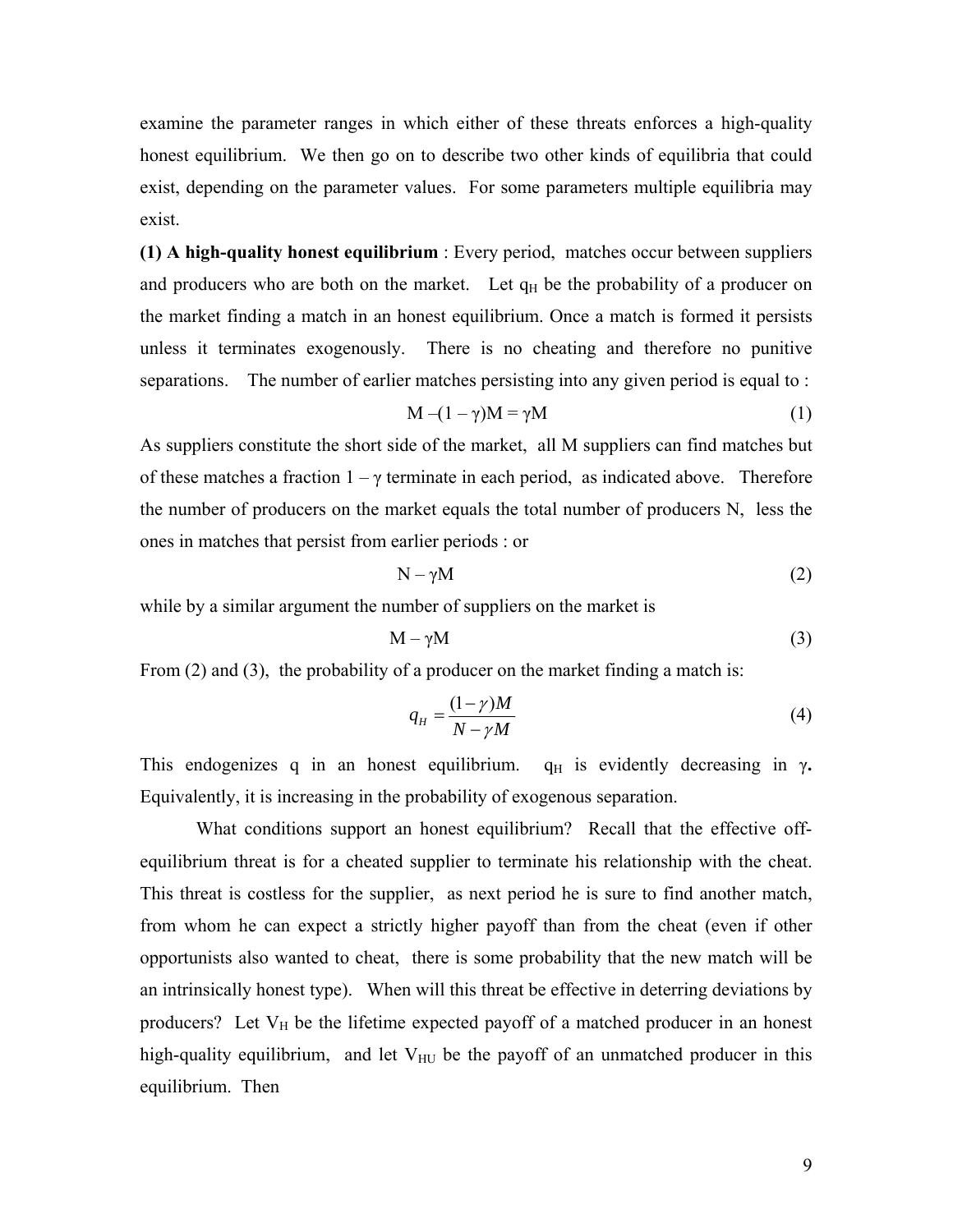examine the parameter ranges in which either of these threats enforces a high-quality honest equilibrium. We then go on to describe two other kinds of equilibria that could exist, depending on the parameter values. For some parameters multiple equilibria may exist.

**(1) A high-quality honest equilibrium** : Every period, matches occur between suppliers and producers who are both on the market. Let $q_H$ be the probability of a producer on the market finding a match in an honest equilibrium. Once a match is formed it persists unless it terminates exogenously. There is no cheating and therefore no punitive separations. The number of earlier matches persisting into any given period is equal to :

$$M - (1 - \gamma)M = \gamma M \tag{1}$$

As suppliers constitute the short side of the market, all M suppliers can find matches but of these matches a fraction $1 - \gamma$ terminate in each period, as indicated above. Therefore the number of producers on the market equals the total number of producers N, less the ones in matches that persist from earlier periods : or

$$N - \gamma M \tag{2}$$

while by a similar argument the number of suppliers on the market is

$$M - \gamma M \tag{3}$$

From (2) and (3), the probability of a producer on the market finding a match is:

$$q_H = \frac{(1-\gamma)M}{N - \gamma M} \tag{4}$$

This endogenizes q in an honest equilibrium. $q_H$ is evidently decreasing in $\gamma$**.** Equivalently, it is increasing in the probability of exogenous separation.

What conditions support an honest equilibrium? Recall that the effective off-equilibrium threat is for a cheated supplier to terminate his relationship with the cheat. This threat is costless for the supplier, as next period he is sure to find another match, from whom he can expect a strictly higher payoff than from the cheat (even if other opportunists also wanted to cheat, there is some probability that the new match will be an intrinsically honest type). When will this threat be effective in deterring deviations by producers? Let $V_H$ be the lifetime expected payoff of a matched producer in an honest high-quality equilibrium, and let $V_{HU}$ be the payoff of an unmatched producer in this equilibrium. Then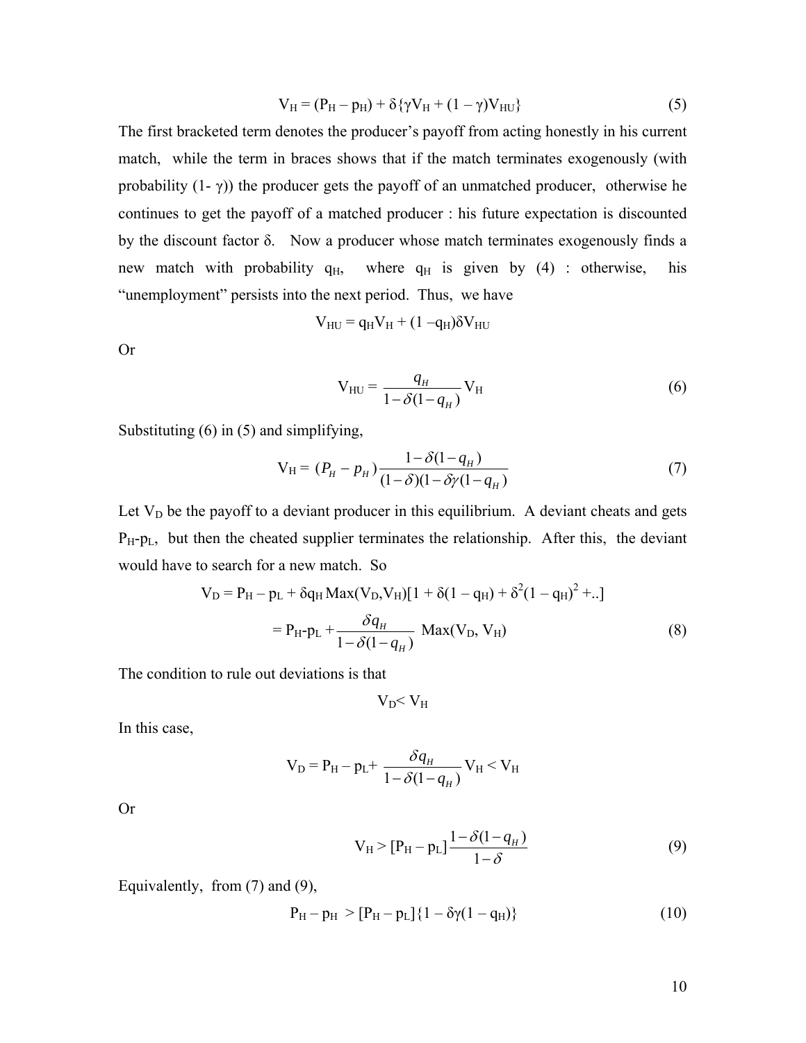$$V_H = (P_H - p_H) + \delta\{\gamma V_H + (1-\gamma)V_{HU}\} \tag{5}$$

The first bracketed term denotes the producer's payoff from acting honestly in his current match, while the term in braces shows that if the match terminates exogenously (with probability $(1-\gamma)$) the producer gets the payoff of an unmatched producer, otherwise he continues to get the payoff of a matched producer : his future expectation is discounted by the discount factor $\delta$. Now a producer whose match terminates exogenously finds a new match with probability $q_H$, where $q_H$ is given by (4) : otherwise, his "unemployment" persists into the next period. Thus, we have

$$V_{HU} = q_H V_H + (1-q_H)\delta V_{HU}$$

Or

$$V_{HU} = \frac{q_H}{1-\delta(1-q_H)} V_H \tag{6}$$

Substituting (6) in (5) and simplifying,

$$V_H = (P_H - p_H)\frac{1-\delta(1-q_H)}{(1-\delta)(1-\delta\gamma(1-q_H))} \tag{7}$$

Let $V_D$ be the payoff to a deviant producer in this equilibrium. A deviant cheats and gets $P_H - p_L$, but then the cheated supplier terminates the relationship. After this, the deviant would have to search for a new match. So

$$V_D = P_H - p_L + \delta q_H \text{Max}(V_D, V_H)[1 + \delta(1-q_H) + \delta^2(1-q_H)^2 + ..]$$

$$= P_H - p_L + \frac{\delta q_H}{1-\delta(1-q_H)} \text{Max}(V_D, V_H) \tag{8}$$

The condition to rule out deviations is that

$$V_D < V_H$$

In this case,

$$V_D = P_H - p_L + \frac{\delta q_H}{1-\delta(1-q_H)} V_H < V_H$$

Or

$$V_H > [P_H - p_L]\frac{1-\delta(1-q_H)}{1-\delta} \tag{9}$$

Equivalently, from (7) and (9),

$$P_H - p_H > [P_H - p_L]\{1 - \delta\gamma(1-q_H)\} \tag{10}$$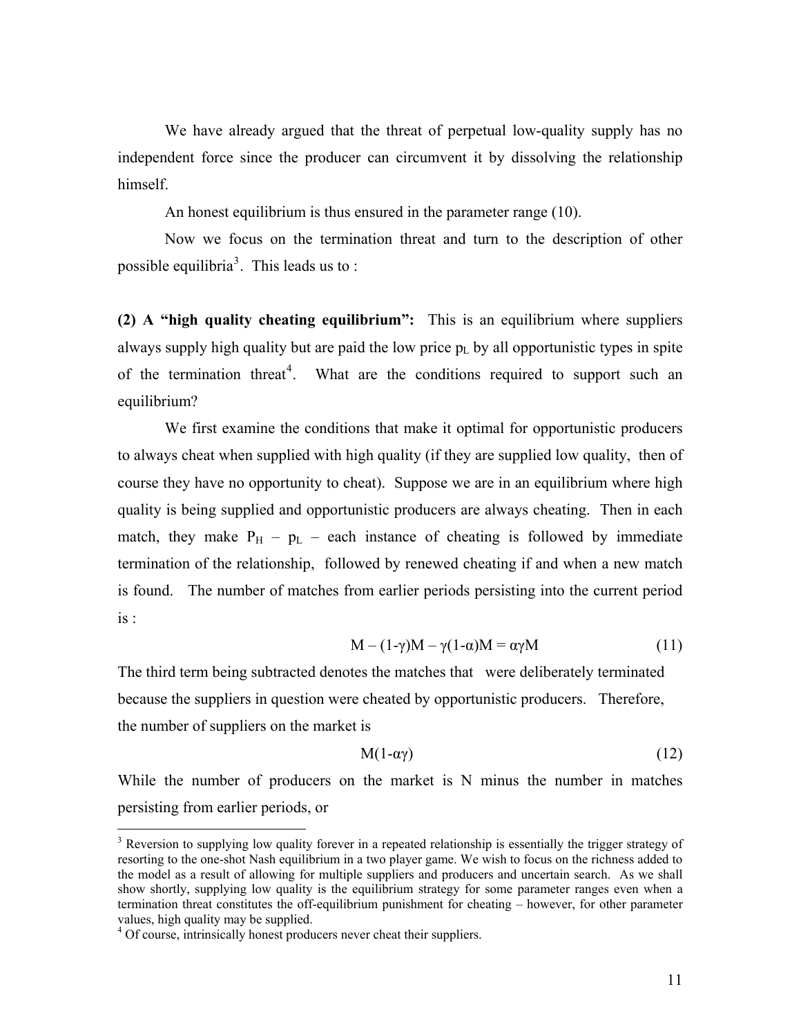We have already argued that the threat of perpetual low-quality supply has no independent force since the producer can circumvent it by dissolving the relationship himself.

An honest equilibrium is thus ensured in the parameter range (10).

Now we focus on the termination threat and turn to the description of other possible equilibria[3]. This leads us to :

**(2) A "high quality cheating equilibrium":** This is an equilibrium where suppliers always supply high quality but are paid the low price $p_L$ by all opportunistic types in spite of the termination threat[4]. What are the conditions required to support such an equilibrium?

We first examine the conditions that make it optimal for opportunistic producers to always cheat when supplied with high quality (if they are supplied low quality, then of course they have no opportunity to cheat). Suppose we are in an equilibrium where high quality is being supplied and opportunistic producers are always cheating. Then in each match, they make $P_H - p_L$ – each instance of cheating is followed by immediate termination of the relationship, followed by renewed cheating if and when a new match is found. The number of matches from earlier periods persisting into the current period is :

$$M - (1-\gamma)M - \gamma(1-\alpha)M = \alpha\gamma M \tag{11}$$

The third term being subtracted denotes the matches that were deliberately terminated because the suppliers in question were cheated by opportunistic producers. Therefore, the number of suppliers on the market is

$$M(1-\alpha\gamma) \tag{12}$$

While the number of producers on the market is N minus the number in matches persisting from earlier periods, or

[3] Reversion to supplying low quality forever in a repeated relationship is essentially the trigger strategy of resorting to the one-shot Nash equilibrium in a two player game. We wish to focus on the richness added to the model as a result of allowing for multiple suppliers and producers and uncertain search. As we shall show shortly, supplying low quality is the equilibrium strategy for some parameter ranges even when a termination threat constitutes the off-equilibrium punishment for cheating – however, for other parameter values, high quality may be supplied.

[4] Of course, intrinsically honest producers never cheat their suppliers.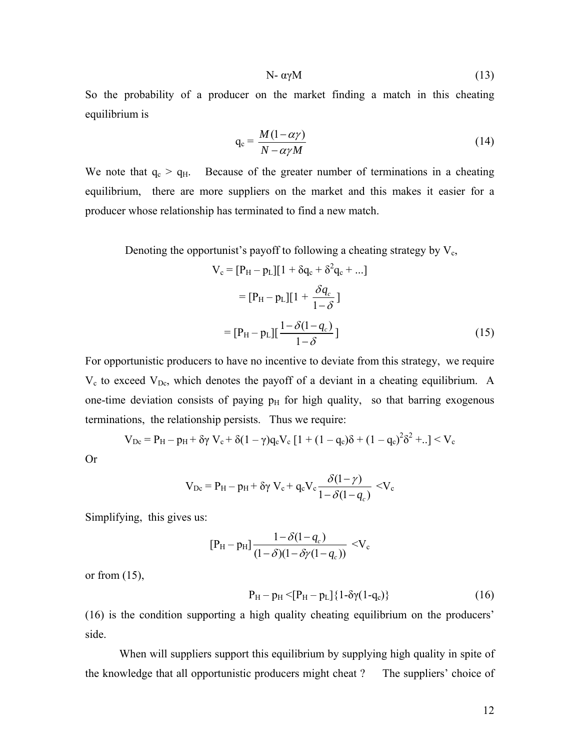$$N - \alpha\gamma M \tag{13}$$

So the probability of a producer on the market finding a match in this cheating equilibrium is

$$q_c = \frac{M(1-\alpha\gamma)}{N-\alpha\gamma M} \tag{14}$$

We note that $q_c > q_H$. Because of the greater number of terminations in a cheating equilibrium, there are more suppliers on the market and this makes it easier for a producer whose relationship has terminated to find a new match.

Denoting the opportunist's payoff to following a cheating strategy by $V_c$,

$$V_c = [P_H - p_L][1 + \delta q_c + \delta^2 q_c + ...]$$

$$= [P_H - p_L][1 + \frac{\delta q_c}{1-\delta}]$$

$$= [P_H - p_L][\frac{1-\delta(1-q_c)}{1-\delta}] \tag{15}$$

For opportunistic producers to have no incentive to deviate from this strategy, we require $V_c$ to exceed $V_{Dc}$, which denotes the payoff of a deviant in a cheating equilibrium. A one-time deviation consists of paying $p_H$ for high quality, so that barring exogenous terminations, the relationship persists. Thus we require:

$$V_{Dc} = P_H - p_H + \delta\gamma V_c + \delta(1-\gamma)q_c V_c [1 + (1-q_c)\delta + (1-q_c)^2\delta^2 + ..] < V_c$$

Or

$$V_{Dc} = P_H - p_H + \delta\gamma V_c + q_c V_c \frac{\delta(1-\gamma)}{1-\delta(1-q_c)} < V_c$$

Simplifying, this gives us:

$$[P_H - p_H]\frac{1-\delta(1-q_c)}{(1-\delta)(1-\delta\gamma(1-q_c))} < V_c$$

or from (15),

$$P_H - p_H < [P_H - p_L]\{1-\delta\gamma(1-q_c)\} \tag{16}$$

(16) is the condition supporting a high quality cheating equilibrium on the producers' side.

When will suppliers support this equilibrium by supplying high quality in spite of the knowledge that all opportunistic producers might cheat ? The suppliers' choice of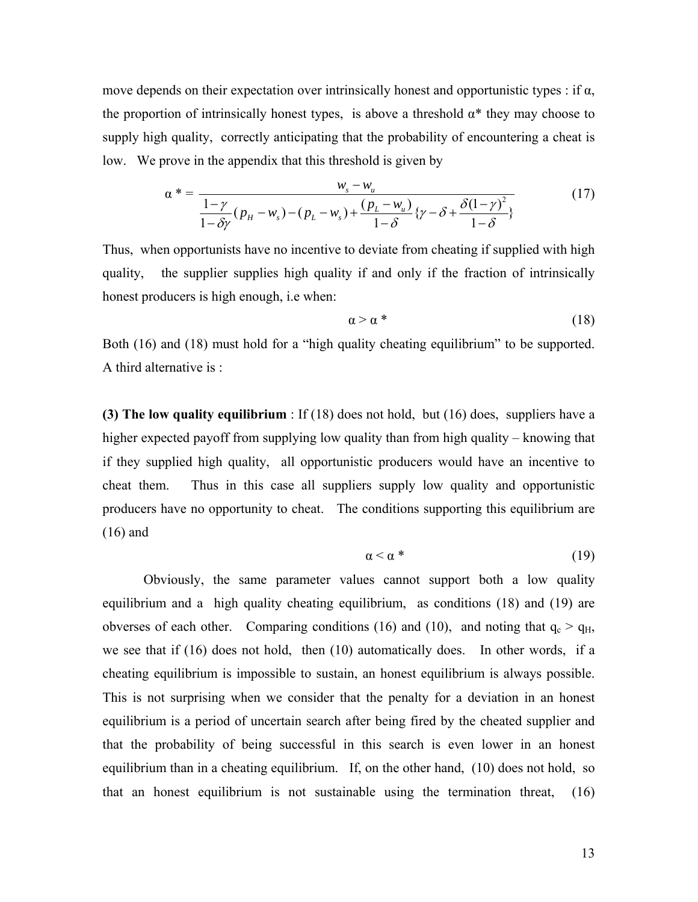move depends on their expectation over intrinsically honest and opportunistic types : if α, the proportion of intrinsically honest types, is above a threshold α* they may choose to supply high quality, correctly anticipating that the probability of encountering a cheat is low. We prove in the appendix that this threshold is given by

$$\alpha^* = \frac{w_s - w_u}{\frac{1-\gamma}{1-\delta\gamma}(p_H - w_s) - (p_L - w_s) + \frac{(p_L - w_u)}{1-\delta}\{\gamma - \delta + \frac{\delta(1-\gamma)^2}{1-\delta}\}} \tag{17}$$

Thus, when opportunists have no incentive to deviate from cheating if supplied with high quality, the supplier supplies high quality if and only if the fraction of intrinsically honest producers is high enough, i.e when:

$$\alpha > \alpha^* \tag{18}$$

Both (16) and (18) must hold for a "high quality cheating equilibrium" to be supported. A third alternative is :

**(3) The low quality equilibrium** : If (18) does not hold, but (16) does, suppliers have a higher expected payoff from supplying low quality than from high quality – knowing that if they supplied high quality, all opportunistic producers would have an incentive to cheat them. Thus in this case all suppliers supply low quality and opportunistic producers have no opportunity to cheat. The conditions supporting this equilibrium are (16) and

$$\alpha < \alpha^* \tag{19}$$

Obviously, the same parameter values cannot support both a low quality equilibrium and a high quality cheating equilibrium, as conditions (18) and (19) are obverses of each other. Comparing conditions (16) and (10), and noting that $q_c > q_H$, we see that if (16) does not hold, then (10) automatically does. In other words, if a cheating equilibrium is impossible to sustain, an honest equilibrium is always possible. This is not surprising when we consider that the penalty for a deviation in an honest equilibrium is a period of uncertain search after being fired by the cheated supplier and that the probability of being successful in this search is even lower in an honest equilibrium than in a cheating equilibrium. If, on the other hand, (10) does not hold, so that an honest equilibrium is not sustainable using the termination threat, (16)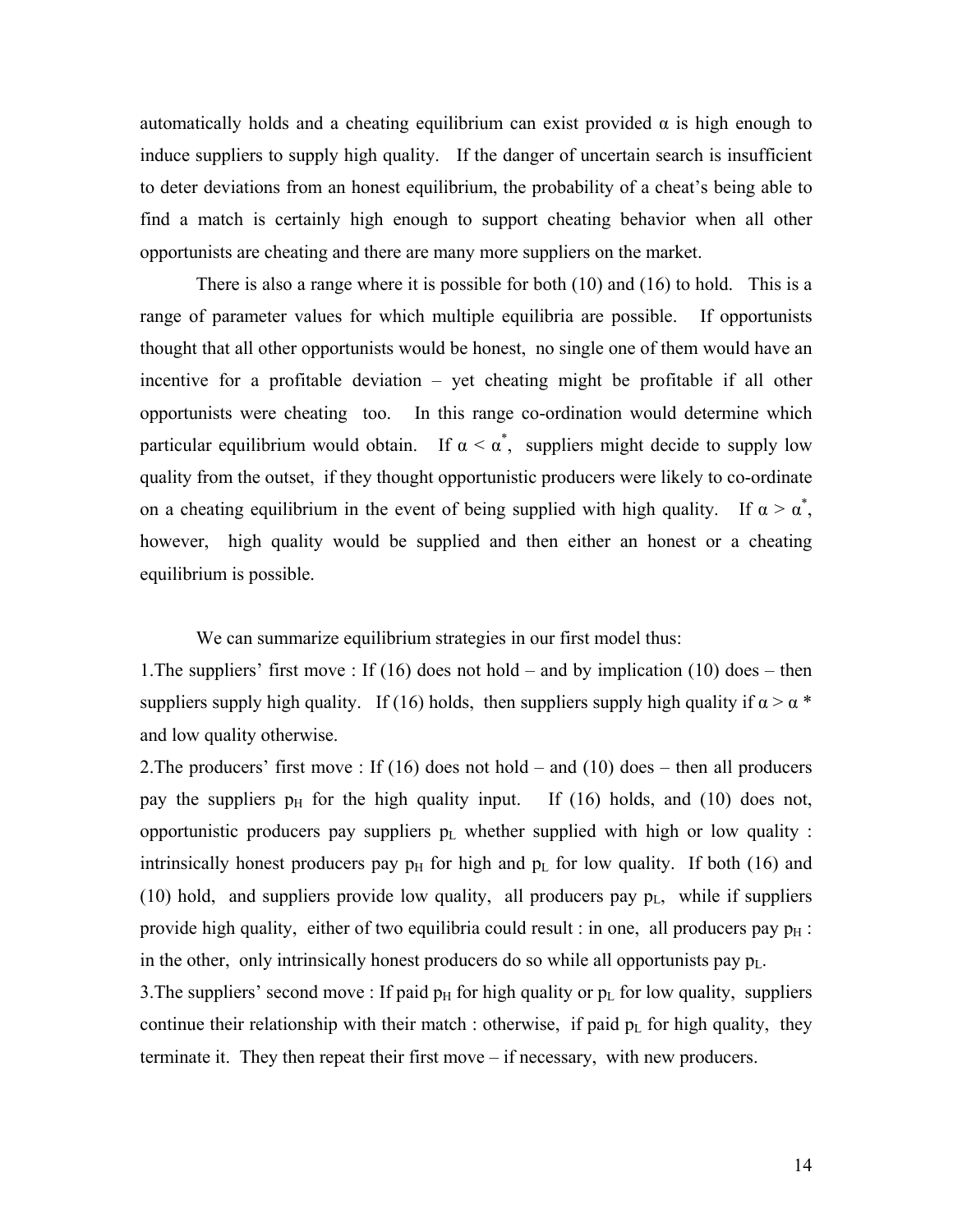automatically holds and a cheating equilibrium can exist provided $\alpha$ is high enough to induce suppliers to supply high quality. If the danger of uncertain search is insufficient to deter deviations from an honest equilibrium, the probability of a cheat's being able to find a match is certainly high enough to support cheating behavior when all other opportunists are cheating and there are many more suppliers on the market.

There is also a range where it is possible for both (10) and (16) to hold. This is a range of parameter values for which multiple equilibria are possible. If opportunists thought that all other opportunists would be honest, no single one of them would have an incentive for a profitable deviation – yet cheating might be profitable if all other opportunists were cheating too. In this range co-ordination would determine which particular equilibrium would obtain. If $\alpha < \alpha^*$, suppliers might decide to supply low quality from the outset, if they thought opportunistic producers were likely to co-ordinate on a cheating equilibrium in the event of being supplied with high quality. If $\alpha > \alpha^*$, however, high quality would be supplied and then either an honest or a cheating equilibrium is possible.

We can summarize equilibrium strategies in our first model thus:

1.The suppliers' first move : If (16) does not hold – and by implication (10) does – then suppliers supply high quality. If (16) holds, then suppliers supply high quality if $\alpha > \alpha^*$ and low quality otherwise.

2.The producers' first move : If (16) does not hold – and (10) does – then all producers pay the suppliers $p_H$ for the high quality input. If (16) holds, and (10) does not, opportunistic producers pay suppliers $p_L$ whether supplied with high or low quality : intrinsically honest producers pay $p_H$ for high and $p_L$ for low quality. If both (16) and (10) hold, and suppliers provide low quality, all producers pay $p_L$, while if suppliers provide high quality, either of two equilibria could result : in one, all producers pay $p_H$ : in the other, only intrinsically honest producers do so while all opportunists pay $p_L$.

3.The suppliers' second move : If paid $p_H$ for high quality or $p_L$ for low quality, suppliers continue their relationship with their match : otherwise, if paid $p_L$ for high quality, they terminate it. They then repeat their first move – if necessary, with new producers.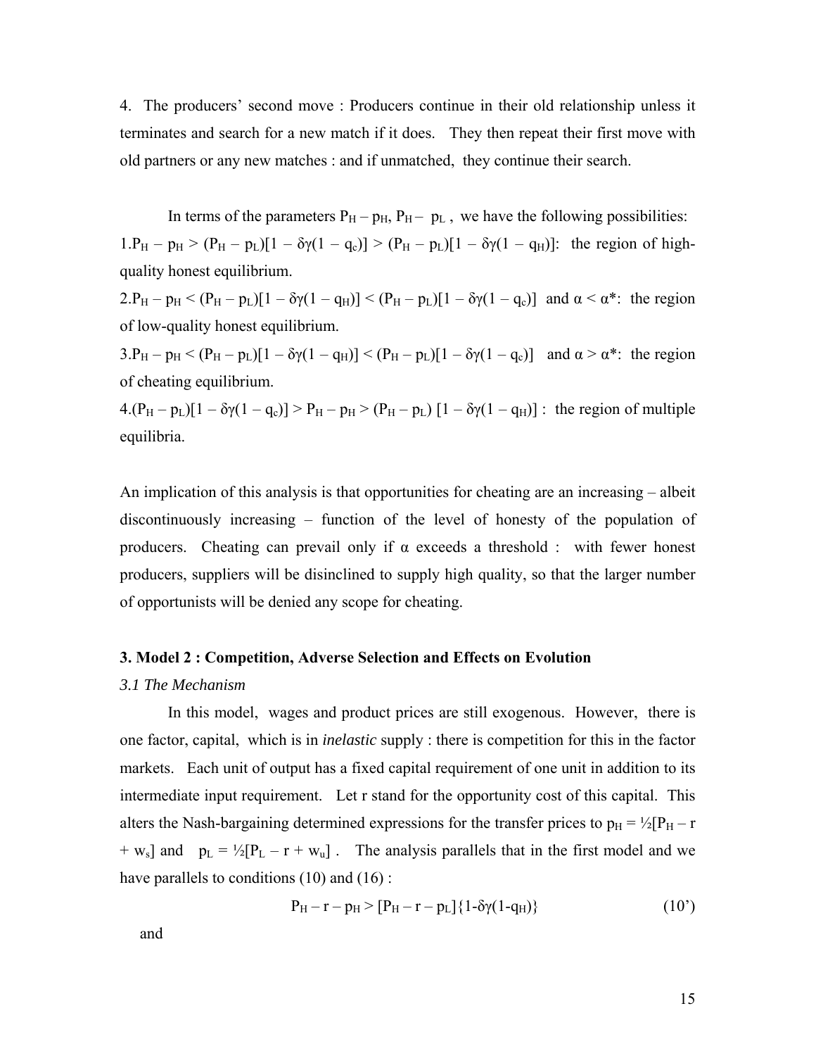4. The producers' second move : Producers continue in their old relationship unless it terminates and search for a new match if it does. They then repeat their first move with old partners or any new matches : and if unmatched, they continue their search.

In terms of the parameters $P_H - p_H$, $P_H - p_L$, we have the following possibilities:

1. $P_H - p_H > (P_H - p_L)[1 - \delta\gamma(1 - q_c)] > (P_H - p_L)[1 - \delta\gamma(1 - q_H)]$: the region of high-quality honest equilibrium.
2. $P_H - p_H < (P_H - p_L)[1 - \delta\gamma(1 - q_H)] < (P_H - p_L)[1 - \delta\gamma(1 - q_c)]$ and $\alpha < \alpha^*$: the region of low-quality honest equilibrium.
3. $P_H - p_H < (P_H - p_L)[1 - \delta\gamma(1 - q_H)] < (P_H - p_L)[1 - \delta\gamma(1 - q_c)]$ and $\alpha > \alpha^*$: the region of cheating equilibrium.
4. $(P_H - p_L)[1 - \delta\gamma(1 - q_c)] > P_H - p_H > (P_H - p_L)[1 - \delta\gamma(1 - q_H)]$ : the region of multiple equilibria.

An implication of this analysis is that opportunities for cheating are an increasing – albeit discontinuously increasing – function of the level of honesty of the population of producers. Cheating can prevail only if $\alpha$ exceeds a threshold : with fewer honest producers, suppliers will be disinclined to supply high quality, so that the larger number of opportunists will be denied any scope for cheating.

### 3. Model 2 : Competition, Adverse Selection and Effects on Evolution

#### *3.1 The Mechanism*

In this model, wages and product prices are still exogenous. However, there is one factor, capital, which is in *inelastic* supply : there is competition for this in the factor markets. Each unit of output has a fixed capital requirement of one unit in addition to its intermediate input requirement. Let r stand for the opportunity cost of this capital. This alters the Nash-bargaining determined expressions for the transfer prices to $p_H = \frac{1}{2}[P_H - r + w_s]$ and $p_L = \frac{1}{2}[P_L - r + w_u]$ . The analysis parallels that in the first model and we have parallels to conditions (10) and (16) :

$$P_H - r - p_H > [P_H - r - p_L]\{1-\delta\gamma(1-q_H)\} \tag{10'}$$

and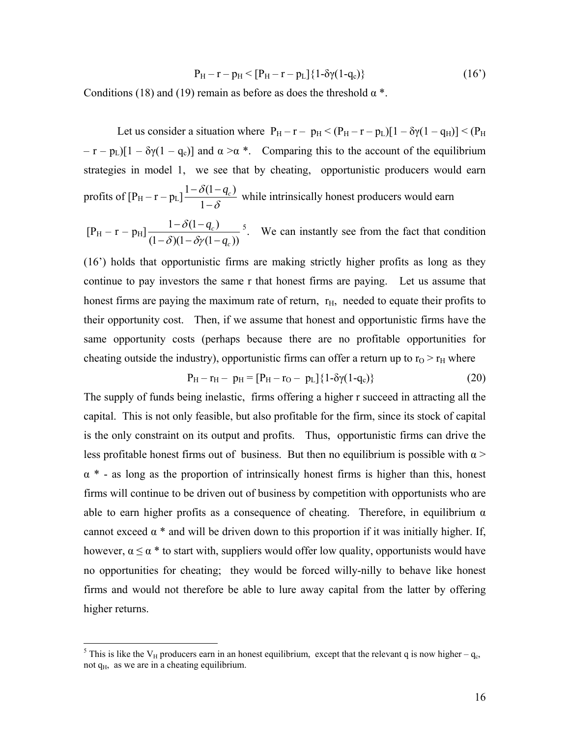$$P_H - r - p_H < [P_H - r - p_L]\{1\text{-}\delta\gamma(1\text{-}q_c)\} \tag{16'}$$

Conditions (18) and (19) remain as before as does the threshold $\alpha$ *.

Let us consider a situation where $P_H - r - p_H < (P_H - r - p_L)[1 - \delta\gamma(1 - q_H)] < (P_H - r - p_L)[1 - \delta\gamma(1 - q_c)]$ and $\alpha > \alpha$ *. Comparing this to the account of the equilibrium strategies in model 1, we see that by cheating, opportunistic producers would earn profits of $[P_H - r - p_L]\dfrac{1-\delta(1-q_c)}{1-\delta}$ while intrinsically honest producers would earn $[P_H - r - p_H]\dfrac{1-\delta(1-q_c)}{(1-\delta)(1-\delta\gamma(1-q_c))}$[5]. We can instantly see from the fact that condition (16') holds that opportunistic firms are making strictly higher profits as long as they continue to pay investors the same r that honest firms are paying. Let us assume that honest firms are paying the maximum rate of return, $r_H$, needed to equate their profits to their opportunity cost. Then, if we assume that honest and opportunistic firms have the same opportunity costs (perhaps because there are no profitable opportunities for cheating outside the industry), opportunistic firms can offer a return up to $r_O > r_H$ where

$$P_H - r_H - p_H = [P_H - r_O - p_L]\{1\text{-}\delta\gamma(1\text{-}q_c)\} \tag{20}$$

The supply of funds being inelastic, firms offering a higher r succeed in attracting all the capital. This is not only feasible, but also profitable for the firm, since its stock of capital is the only constraint on its output and profits. Thus, opportunistic firms can drive the less profitable honest firms out of business. But then no equilibrium is possible with $\alpha > \alpha$ * - as long as the proportion of intrinsically honest firms is higher than this, honest firms will continue to be driven out of business by competition with opportunists who are able to earn higher profits as a consequence of cheating. Therefore, in equilibrium $\alpha$ cannot exceed $\alpha$ * and will be driven down to this proportion if it was initially higher. If, however, $\alpha \leq \alpha$ * to start with, suppliers would offer low quality, opportunists would have no opportunities for cheating; they would be forced willy-nilly to behave like honest firms and would not therefore be able to lure away capital from the latter by offering higher returns.

[5] This is like the $V_H$ producers earn in an honest equilibrium, except that the relevant q is now higher – $q_c$, not $q_H$, as we are in a cheating equilibrium.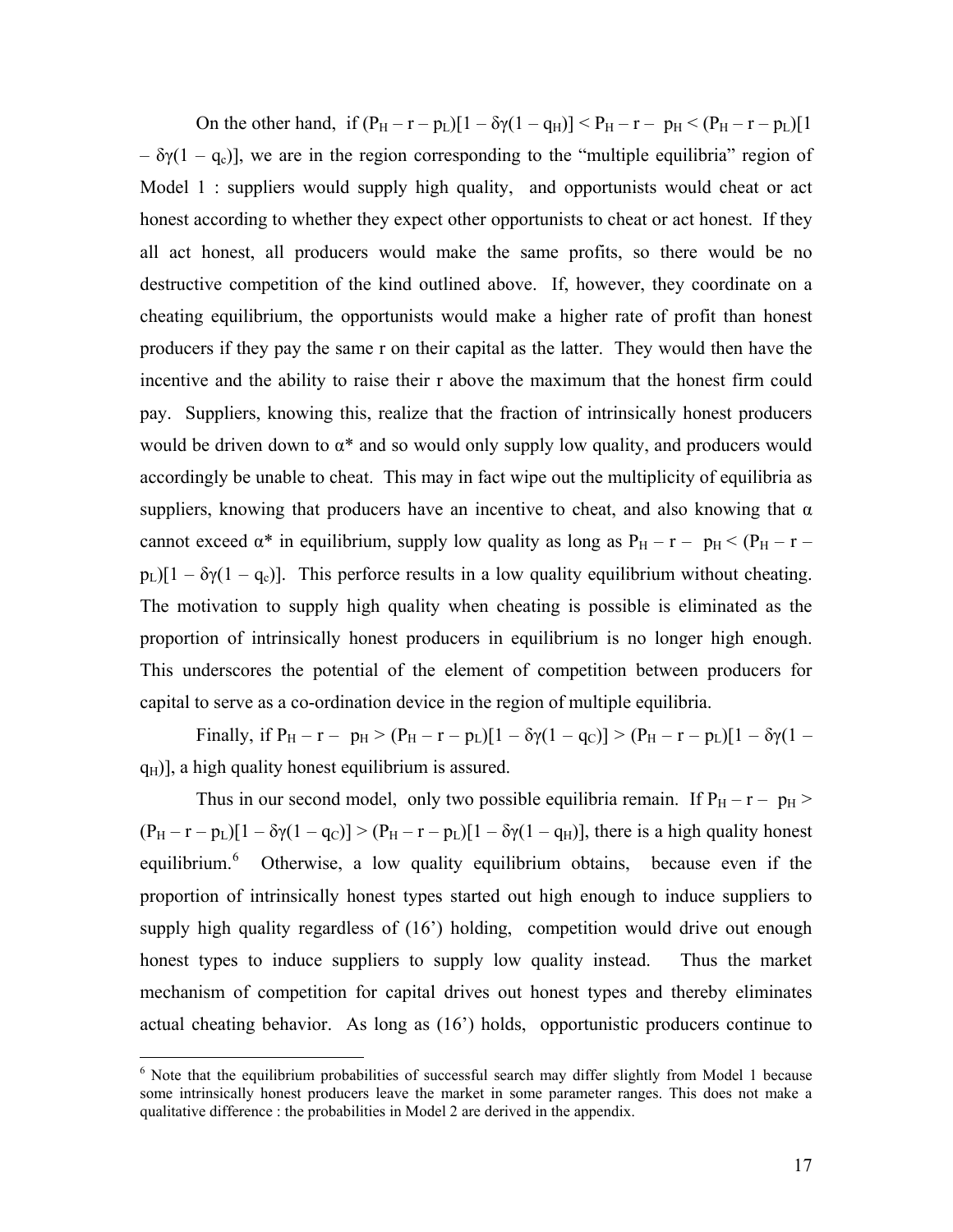On the other hand, if $(P_H - r - p_L)[1 - \delta\gamma(1 - q_H)] < P_H - r - p_H < (P_H - r - p_L)[1 - \delta\gamma(1 - q_c)]$, we are in the region corresponding to the "multiple equilibria" region of Model 1 : suppliers would supply high quality, and opportunists would cheat or act honest according to whether they expect other opportunists to cheat or act honest. If they all act honest, all producers would make the same profits, so there would be no destructive competition of the kind outlined above. If, however, they coordinate on a cheating equilibrium, the opportunists would make a higher rate of profit than honest producers if they pay the same r on their capital as the latter. They would then have the incentive and the ability to raise their r above the maximum that the honest firm could pay. Suppliers, knowing this, realize that the fraction of intrinsically honest producers would be driven down to $\alpha^*$ and so would only supply low quality, and producers would accordingly be unable to cheat. This may in fact wipe out the multiplicity of equilibria as suppliers, knowing that producers have an incentive to cheat, and also knowing that $\alpha$ cannot exceed $\alpha^*$ in equilibrium, supply low quality as long as $P_H - r - p_H < (P_H - r - p_L)[1 - \delta\gamma(1 - q_c)]$. This perforce results in a low quality equilibrium without cheating. The motivation to supply high quality when cheating is possible is eliminated as the proportion of intrinsically honest producers in equilibrium is no longer high enough. This underscores the potential of the element of competition between producers for capital to serve as a co-ordination device in the region of multiple equilibria.

Finally, if $P_H - r - p_H > (P_H - r - p_L)[1 - \delta\gamma(1 - q_C)] > (P_H - r - p_L)[1 - \delta\gamma(1 - q_H)]$, a high quality honest equilibrium is assured.

Thus in our second model, only two possible equilibria remain. If $P_H - r - p_H > (P_H - r - p_L)[1 - \delta\gamma(1 - q_C)] > (P_H - r - p_L)[1 - \delta\gamma(1 - q_H)]$, there is a high quality honest equilibrium.[6] Otherwise, a low quality equilibrium obtains, because even if the proportion of intrinsically honest types started out high enough to induce suppliers to supply high quality regardless of (16') holding, competition would drive out enough honest types to induce suppliers to supply low quality instead. Thus the market mechanism of competition for capital drives out honest types and thereby eliminates actual cheating behavior. As long as (16') holds, opportunistic producers continue to

[6] Note that the equilibrium probabilities of successful search may differ slightly from Model 1 because some intrinsically honest producers leave the market in some parameter ranges. This does not make a qualitative difference : the probabilities in Model 2 are derived in the appendix.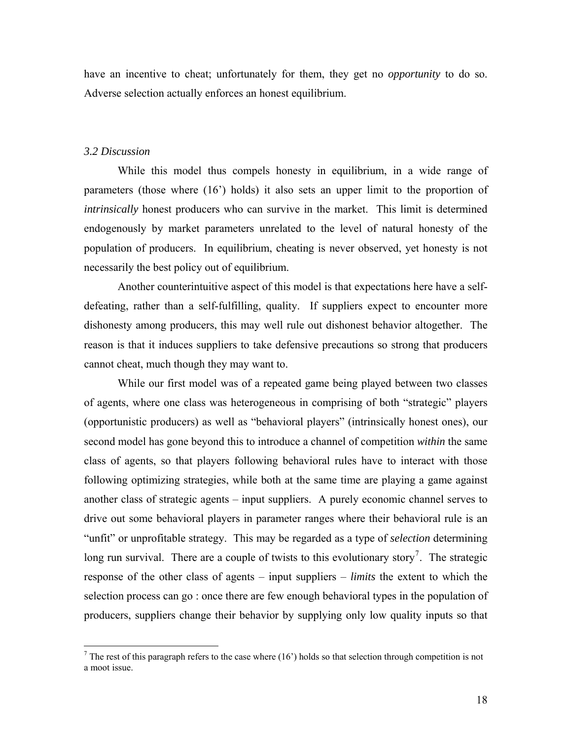have an incentive to cheat; unfortunately for them, they get no *opportunity* to do so. Adverse selection actually enforces an honest equilibrium.

### *3.2 Discussion*

While this model thus compels honesty in equilibrium, in a wide range of parameters (those where (16') holds) it also sets an upper limit to the proportion of *intrinsically* honest producers who can survive in the market. This limit is determined endogenously by market parameters unrelated to the level of natural honesty of the population of producers. In equilibrium, cheating is never observed, yet honesty is not necessarily the best policy out of equilibrium.

Another counterintuitive aspect of this model is that expectations here have a self-defeating, rather than a self-fulfilling, quality. If suppliers expect to encounter more dishonesty among producers, this may well rule out dishonest behavior altogether. The reason is that it induces suppliers to take defensive precautions so strong that producers cannot cheat, much though they may want to.

While our first model was of a repeated game being played between two classes of agents, where one class was heterogeneous in comprising of both "strategic" players (opportunistic producers) as well as "behavioral players" (intrinsically honest ones), our second model has gone beyond this to introduce a channel of competition *within* the same class of agents, so that players following behavioral rules have to interact with those following optimizing strategies, while both at the same time are playing a game against another class of strategic agents – input suppliers. A purely economic channel serves to drive out some behavioral players in parameter ranges where their behavioral rule is an "unfit" or unprofitable strategy. This may be regarded as a type of *selection* determining long run survival. There are a couple of twists to this evolutionary story[7]. The strategic response of the other class of agents – input suppliers – *limits* the extent to which the selection process can go : once there are few enough behavioral types in the population of producers, suppliers change their behavior by supplying only low quality inputs so that

[7] The rest of this paragraph refers to the case where (16') holds so that selection through competition is not a moot issue.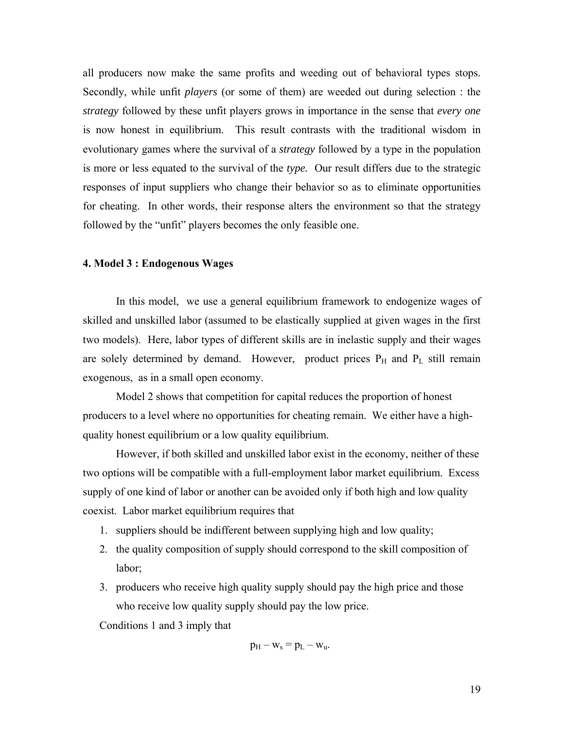all producers now make the same profits and weeding out of behavioral types stops. Secondly, while unfit *players* (or some of them) are weeded out during selection : the *strategy* followed by these unfit players grows in importance in the sense that *every one* is now honest in equilibrium. This result contrasts with the traditional wisdom in evolutionary games where the survival of a *strategy* followed by a type in the population is more or less equated to the survival of the *type.* Our result differs due to the strategic responses of input suppliers who change their behavior so as to eliminate opportunities for cheating. In other words, their response alters the environment so that the strategy followed by the "unfit" players becomes the only feasible one.

**4. Model 3 : Endogenous Wages**

In this model, we use a general equilibrium framework to endogenize wages of skilled and unskilled labor (assumed to be elastically supplied at given wages in the first two models). Here, labor types of different skills are in inelastic supply and their wages are solely determined by demand. However, product prices $P_H$ and $P_L$ still remain exogenous, as in a small open economy.

Model 2 shows that competition for capital reduces the proportion of honest producers to a level where no opportunities for cheating remain. We either have a high-quality honest equilibrium or a low quality equilibrium.

However, if both skilled and unskilled labor exist in the economy, neither of these two options will be compatible with a full-employment labor market equilibrium. Excess supply of one kind of labor or another can be avoided only if both high and low quality coexist. Labor market equilibrium requires that

1. suppliers should be indifferent between supplying high and low quality;
2. the quality composition of supply should correspond to the skill composition of labor;
3. producers who receive high quality supply should pay the high price and those who receive low quality supply should pay the low price.

Conditions 1 and 3 imply that

$$p_H - w_s = p_L - w_u.$$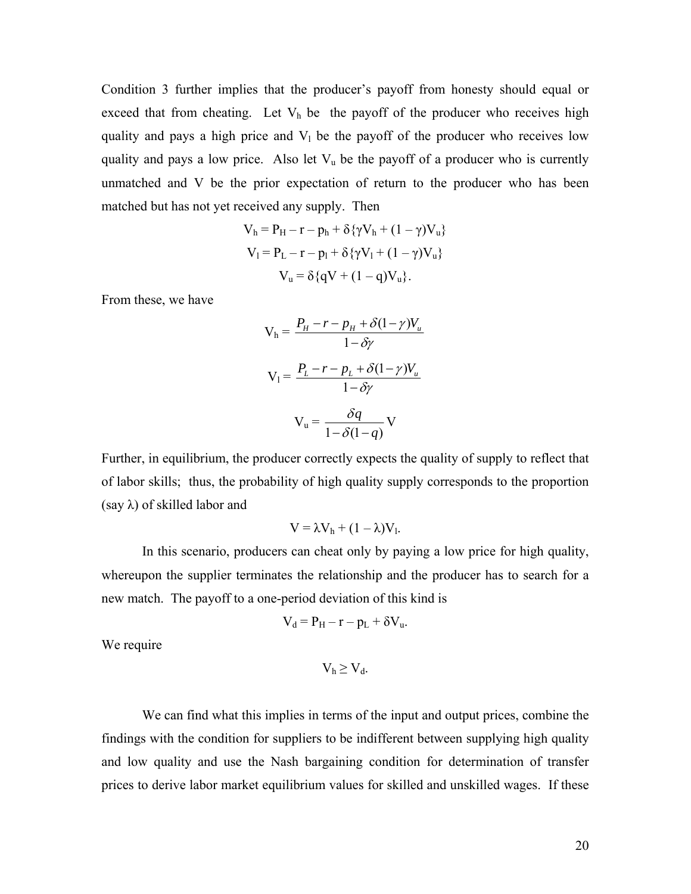Condition 3 further implies that the producer's payoff from honesty should equal or exceed that from cheating. Let $V_h$ be the payoff of the producer who receives high quality and pays a high price and $V_l$ be the payoff of the producer who receives low quality and pays a low price. Also let $V_u$ be the payoff of a producer who is currently unmatched and V be the prior expectation of return to the producer who has been matched but has not yet received any supply. Then

$$V_h = P_H - r - p_h + \delta\{\gamma V_h + (1 - \gamma)V_u\}$$

$$V_l = P_L - r - p_l + \delta\{\gamma V_l + (1 - \gamma)V_u\}$$

$$V_u = \delta\{qV + (1 - q)V_u\}.$$

From these, we have

$$V_h = \frac{P_H - r - p_H + \delta(1-\gamma)V_u}{1-\delta\gamma}$$

$$V_l = \frac{P_L - r - p_L + \delta(1-\gamma)V_u}{1-\delta\gamma}$$

$$V_u = \frac{\delta q}{1-\delta(1-q)} V$$

Further, in equilibrium, the producer correctly expects the quality of supply to reflect that of labor skills; thus, the probability of high quality supply corresponds to the proportion (say $\lambda$) of skilled labor and

$$V = \lambda V_h + (1 - \lambda)V_l.$$

In this scenario, producers can cheat only by paying a low price for high quality, whereupon the supplier terminates the relationship and the producer has to search for a new match. The payoff to a one-period deviation of this kind is

$$V_d = P_H - r - p_L + \delta V_u.$$

We require

$$V_h \geq V_d.$$

We can find what this implies in terms of the input and output prices, combine the findings with the condition for suppliers to be indifferent between supplying high quality and low quality and use the Nash bargaining condition for determination of transfer prices to derive labor market equilibrium values for skilled and unskilled wages. If these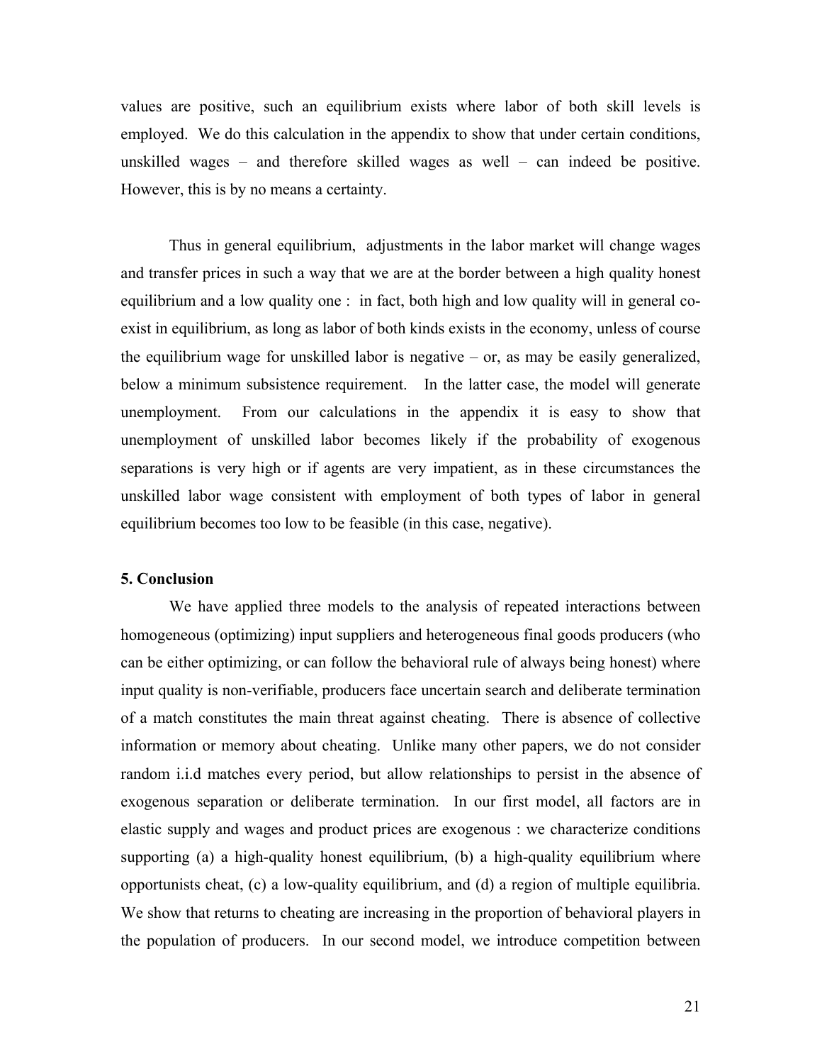values are positive, such an equilibrium exists where labor of both skill levels is employed. We do this calculation in the appendix to show that under certain conditions, unskilled wages – and therefore skilled wages as well – can indeed be positive. However, this is by no means a certainty.

Thus in general equilibrium, adjustments in the labor market will change wages and transfer prices in such a way that we are at the border between a high quality honest equilibrium and a low quality one : in fact, both high and low quality will in general co-exist in equilibrium, as long as labor of both kinds exists in the economy, unless of course the equilibrium wage for unskilled labor is negative – or, as may be easily generalized, below a minimum subsistence requirement. In the latter case, the model will generate unemployment. From our calculations in the appendix it is easy to show that unemployment of unskilled labor becomes likely if the probability of exogenous separations is very high or if agents are very impatient, as in these circumstances the unskilled labor wage consistent with employment of both types of labor in general equilibrium becomes too low to be feasible (in this case, negative).

## 5. Conclusion

We have applied three models to the analysis of repeated interactions between homogeneous (optimizing) input suppliers and heterogeneous final goods producers (who can be either optimizing, or can follow the behavioral rule of always being honest) where input quality is non-verifiable, producers face uncertain search and deliberate termination of a match constitutes the main threat against cheating. There is absence of collective information or memory about cheating. Unlike many other papers, we do not consider random i.i.d matches every period, but allow relationships to persist in the absence of exogenous separation or deliberate termination. In our first model, all factors are in elastic supply and wages and product prices are exogenous : we characterize conditions supporting (a) a high-quality honest equilibrium, (b) a high-quality equilibrium where opportunists cheat, (c) a low-quality equilibrium, and (d) a region of multiple equilibria. We show that returns to cheating are increasing in the proportion of behavioral players in the population of producers. In our second model, we introduce competition between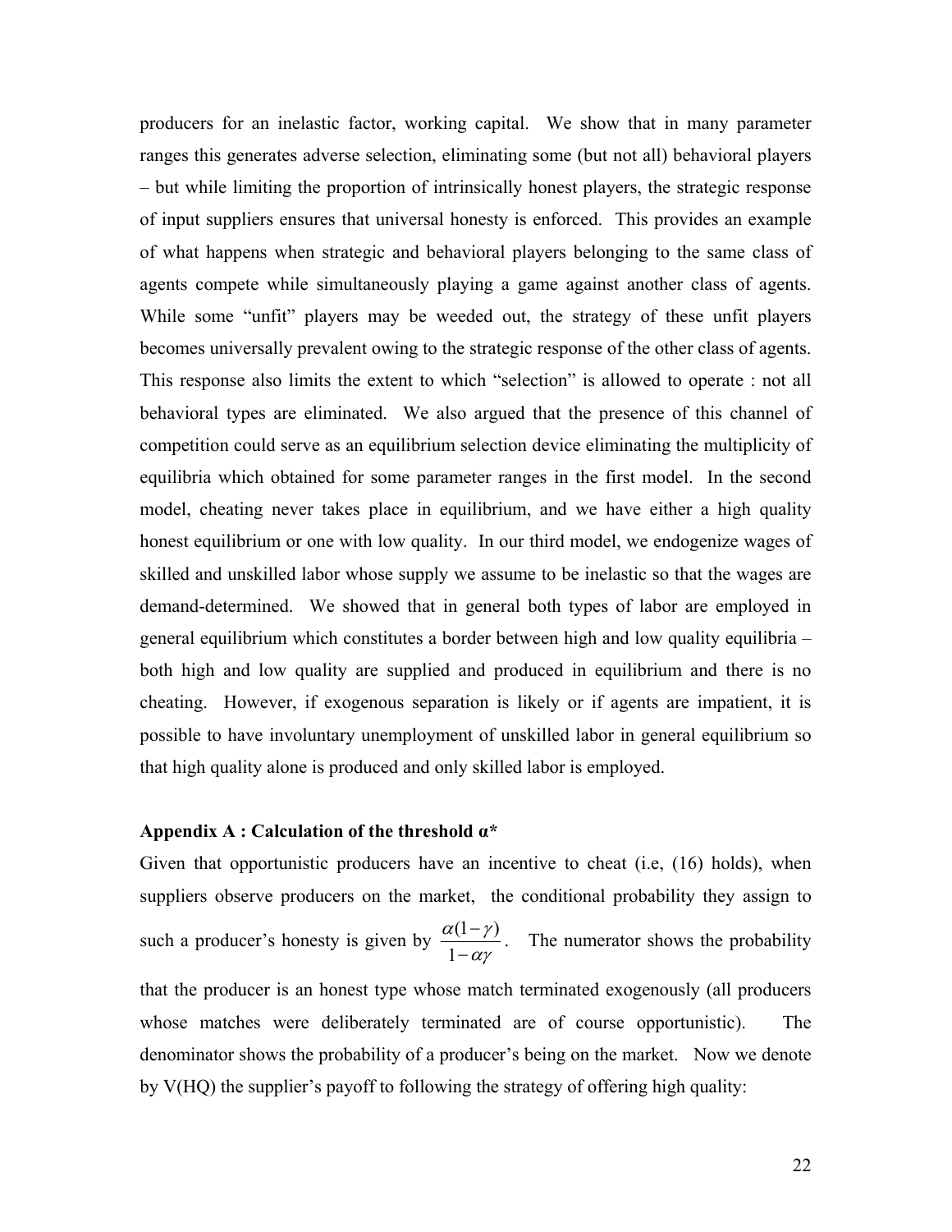producers for an inelastic factor, working capital. We show that in many parameter ranges this generates adverse selection, eliminating some (but not all) behavioral players – but while limiting the proportion of intrinsically honest players, the strategic response of input suppliers ensures that universal honesty is enforced. This provides an example of what happens when strategic and behavioral players belonging to the same class of agents compete while simultaneously playing a game against another class of agents. While some "unfit" players may be weeded out, the strategy of these unfit players becomes universally prevalent owing to the strategic response of the other class of agents. This response also limits the extent to which "selection" is allowed to operate : not all behavioral types are eliminated. We also argued that the presence of this channel of competition could serve as an equilibrium selection device eliminating the multiplicity of equilibria which obtained for some parameter ranges in the first model. In the second model, cheating never takes place in equilibrium, and we have either a high quality honest equilibrium or one with low quality. In our third model, we endogenize wages of skilled and unskilled labor whose supply we assume to be inelastic so that the wages are demand-determined. We showed that in general both types of labor are employed in general equilibrium which constitutes a border between high and low quality equilibria – both high and low quality are supplied and produced in equilibrium and there is no cheating. However, if exogenous separation is likely or if agents are impatient, it is possible to have involuntary unemployment of unskilled labor in general equilibrium so that high quality alone is produced and only skilled labor is employed.

## Appendix A : Calculation of the threshold α*

Given that opportunistic producers have an incentive to cheat (i.e, (16) holds), when suppliers observe producers on the market, the conditional probability they assign to such a producer's honesty is given by $\frac{\alpha(1-\gamma)}{1-\alpha\gamma}$. The numerator shows the probability that the producer is an honest type whose match terminated exogenously (all producers whose matches were deliberately terminated are of course opportunistic). The denominator shows the probability of a producer's being on the market. Now we denote by V(HQ) the supplier's payoff to following the strategy of offering high quality: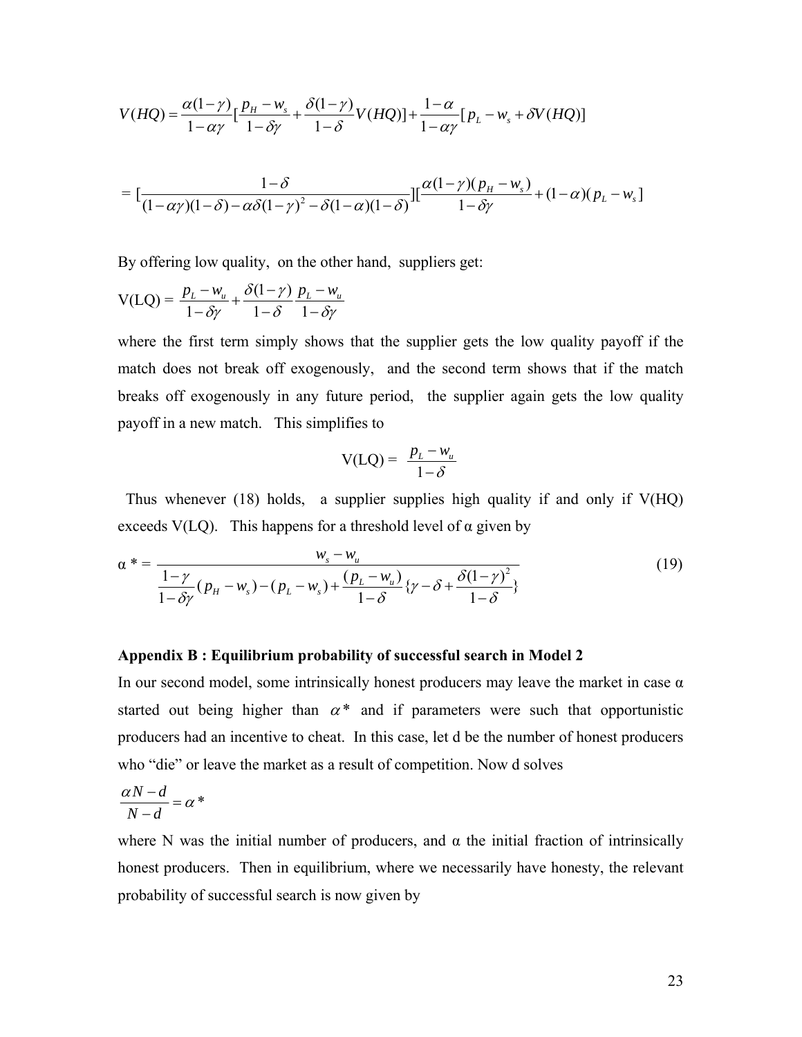$$V(HQ) = \frac{\alpha(1-\gamma)}{1-\alpha\gamma}[\frac{p_H - w_s}{1-\delta\gamma} + \frac{\delta(1-\gamma)}{1-\delta}V(HQ)] + \frac{1-\alpha}{1-\alpha\gamma}[p_L - w_s + \delta V(HQ)]$$

$$= [\frac{1-\delta}{(1-\alpha\gamma)(1-\delta) - \alpha\delta(1-\gamma)^2 - \delta(1-\alpha)(1-\delta)}][\frac{\alpha(1-\gamma)(p_H - w_s)}{1-\delta\gamma} + (1-\alpha)(p_L - w_s]$$

By offering low quality, on the other hand, suppliers get:

$$\text{V(LQ)} = \frac{p_L - w_u}{1-\delta\gamma} + \frac{\delta(1-\gamma)}{1-\delta}\frac{p_L - w_u}{1-\delta\gamma}$$

where the first term simply shows that the supplier gets the low quality payoff if the match does not break off exogenously, and the second term shows that if the match breaks off exogenously in any future period, the supplier again gets the low quality payoff in a new match. This simplifies to

$$\text{V(LQ)} = \frac{p_L - w_u}{1-\delta}$$

Thus whenever (18) holds, a supplier supplies high quality if and only if V(HQ) exceeds V(LQ). This happens for a threshold level of α given by

$$\alpha^* = \frac{w_s - w_u}{\frac{1-\gamma}{1-\delta\gamma}(p_H - w_s) - (p_L - w_s) + \frac{(p_L - w_u)}{1-\delta}\{\gamma - \delta + \frac{\delta(1-\gamma)^2}{1-\delta}\}} \tag{19}$$

**Appendix B : Equilibrium probability of successful search in Model 2**

In our second model, some intrinsically honest producers may leave the market in case α started out being higher than $\alpha^*$ and if parameters were such that opportunistic producers had an incentive to cheat. In this case, let d be the number of honest producers who "die" or leave the market as a result of competition. Now d solves

$$\frac{\alpha N - d}{N - d} = \alpha^*$$

where N was the initial number of producers, and α the initial fraction of intrinsically honest producers. Then in equilibrium, where we necessarily have honesty, the relevant probability of successful search is now given by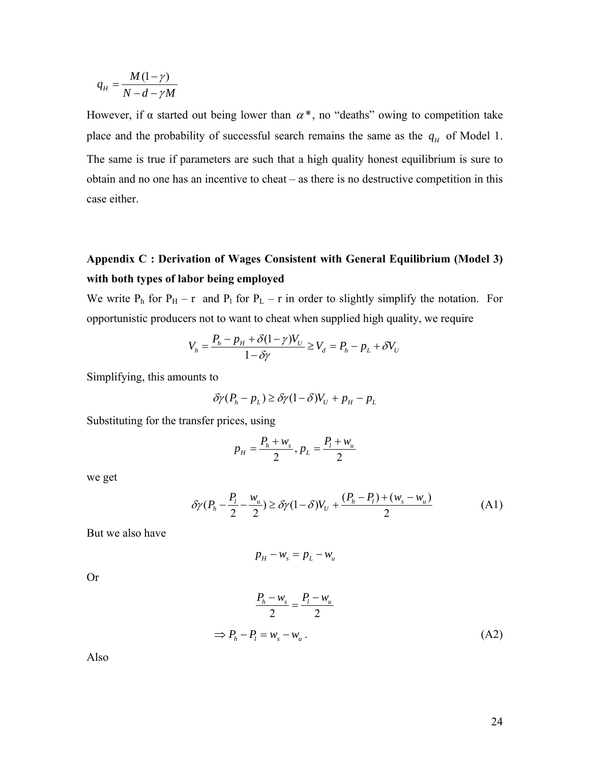$$q_H = \frac{M(1-\gamma)}{N-d-\gamma M}$$

However, if α started out being lower than $\alpha*$, no "deaths" owing to competition take place and the probability of successful search remains the same as the $q_H$ of Model 1. The same is true if parameters are such that a high quality honest equilibrium is sure to obtain and no one has an incentive to cheat – as there is no destructive competition in this case either.

## Appendix C : Derivation of Wages Consistent with General Equilibrium (Model 3) with both types of labor being employed

We write $P_h$ for $P_H$ – r and $P_l$ for $P_L$ – r in order to slightly simplify the notation. For opportunistic producers not to want to cheat when supplied high quality, we require

$$V_h = \frac{P_h - p_H + \delta(1-\gamma)V_U}{1-\delta\gamma} \geq V_d = P_h - p_L + \delta V_U$$

Simplifying, this amounts to

$$\delta\gamma(P_h - p_L) \geq \delta\gamma(1-\delta)V_U + p_H - p_L$$

Substituting for the transfer prices, using

$$p_H = \frac{P_h + w_s}{2}, \; p_L = \frac{P_l + w_u}{2}$$

we get

$$\delta\gamma(P_h - \frac{P_l}{2} - \frac{w_u}{2}) \geq \delta\gamma(1-\delta)V_U + \frac{(P_h - P_l) + (w_s - w_u)}{2} \tag{A1}$$

But we also have

$$p_H - w_s = p_L - w_u$$

Or

$$\frac{P_h - w_s}{2} = \frac{P_l - w_u}{2}$$

$$\Rightarrow P_h - P_l = w_s - w_u \,. \tag{A2}$$

Also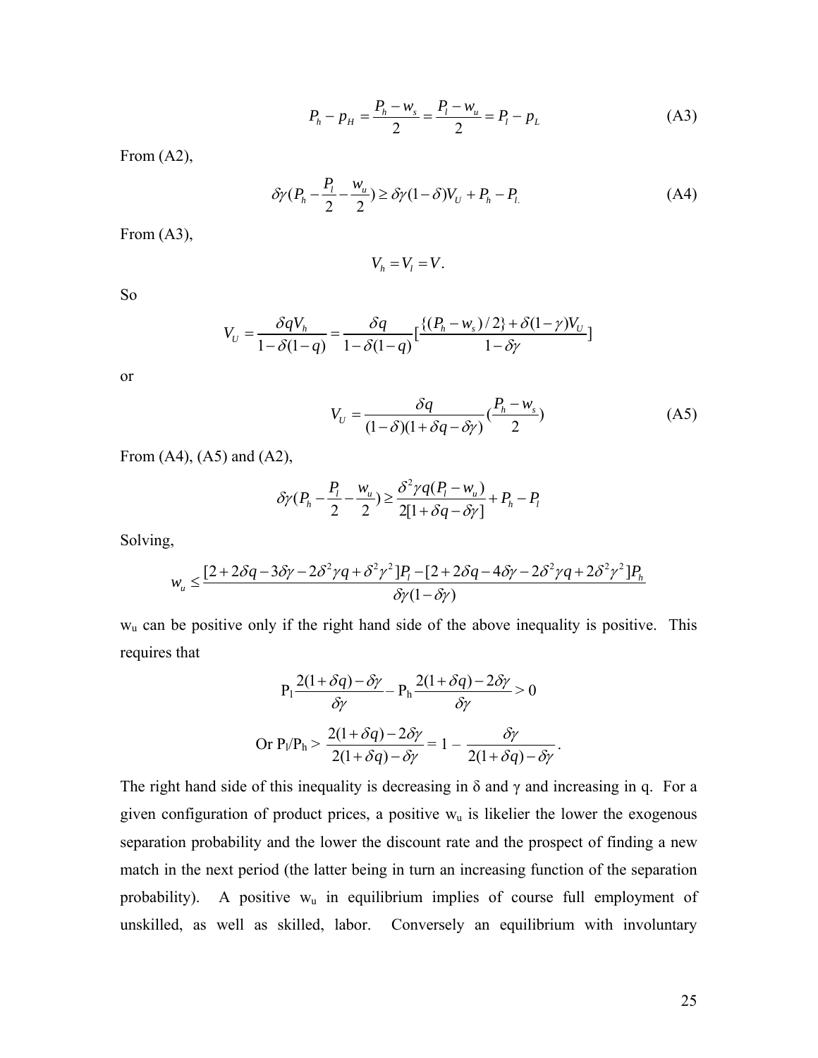$$P_h - p_H = \frac{P_h - w_s}{2} = \frac{P_l - w_u}{2} = P_l - p_L \tag{A3}$$

From (A2),

$$\delta\gamma(P_h - \frac{P_l}{2} - \frac{w_u}{2}) \geq \delta\gamma(1-\delta)V_U + P_h - P_{l.} \tag{A4}$$

From (A3),

$$V_h = V_l = V.$$

So

$$V_U = \frac{\delta q V_h}{1-\delta(1-q)} = \frac{\delta q}{1-\delta(1-q)}[\frac{\{(P_h - w_s)/2\} + \delta(1-\gamma)V_U}{1-\delta\gamma}]$$

or

$$V_U = \frac{\delta q}{(1-\delta)(1+\delta q - \delta\gamma)}(\frac{P_h - w_s}{2}) \tag{A5}$$

From (A4), (A5) and (A2),

$$\delta\gamma(P_h - \frac{P_l}{2} - \frac{w_u}{2}) \geq \frac{\delta^2\gamma q(P_l - w_u)}{2[1+\delta q - \delta\gamma]} + P_h - P_l$$

Solving,

$$w_u \leq \frac{[2+2\delta q - 3\delta\gamma - 2\delta^2\gamma q + \delta^2\gamma^2]P_l - [2+2\delta q - 4\delta\gamma - 2\delta^2\gamma q + 2\delta^2\gamma^2]P_h}{\delta\gamma(1-\delta\gamma)}$$

$w_u$ can be positive only if the right hand side of the above inequality is positive. This requires that

$$P_l\frac{2(1+\delta q) - \delta\gamma}{\delta\gamma} - P_h\frac{2(1+\delta q) - 2\delta\gamma}{\delta\gamma} > 0$$

$$\text{Or } P_l/P_h > \frac{2(1+\delta q) - 2\delta\gamma}{2(1+\delta q) - \delta\gamma} = 1 - \frac{\delta\gamma}{2(1+\delta q) - \delta\gamma}.$$

The right hand side of this inequality is decreasing in $\delta$ and $\gamma$ and increasing in q. For a given configuration of product prices, a positive $w_u$ is likelier the lower the exogenous separation probability and the lower the discount rate and the prospect of finding a new match in the next period (the latter being in turn an increasing function of the separation probability). A positive $w_u$ in equilibrium implies of course full employment of unskilled, as well as skilled, labor. Conversely an equilibrium with involuntary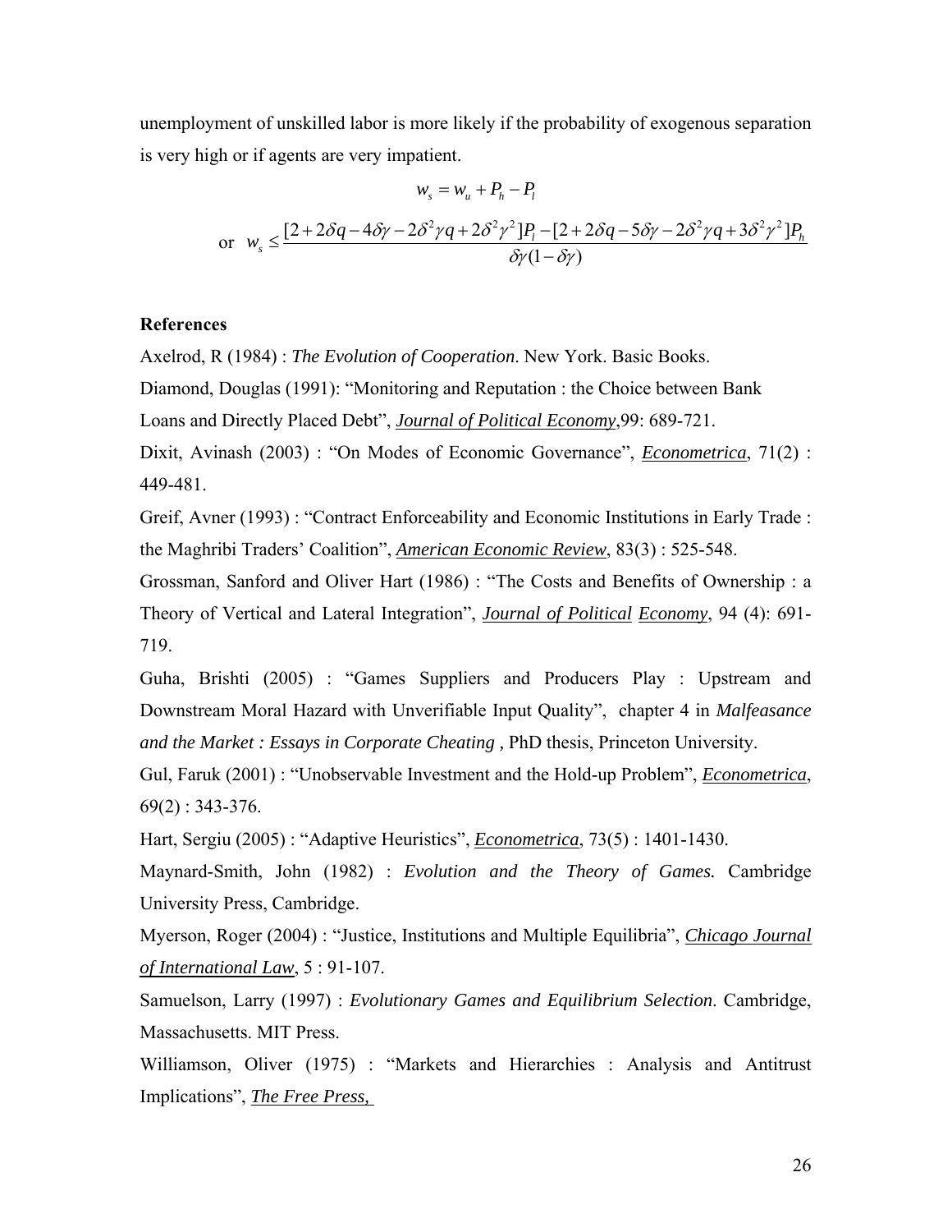unemployment of unskilled labor is more likely if the probability of exogenous separation is very high or if agents are very impatient.

$$w_s = w_u + P_h - P_l$$

$$\text{or} \quad w_s \leq \frac{[2 + 2\delta q - 4\delta\gamma - 2\delta^2\gamma q + 2\delta^2\gamma^2]P_l - [2 + 2\delta q - 5\delta\gamma - 2\delta^2\gamma q + 3\delta^2\gamma^2]P_h}{\delta\gamma(1-\delta\gamma)}$$

### References

Axelrod, R (1984) : *The Evolution of Cooperation*. New York. Basic Books.

Diamond, Douglas (1991): "Monitoring and Reputation : the Choice between Bank Loans and Directly Placed Debt", *Journal of Political Economy*,99: 689-721.

Dixit, Avinash (2003) : "On Modes of Economic Governance", *Econometrica*, 71(2) : 449-481.

Greif, Avner (1993) : "Contract Enforceability and Economic Institutions in Early Trade : the Maghribi Traders' Coalition", *American Economic Review*, 83(3) : 525-548.

Grossman, Sanford and Oliver Hart (1986) : "The Costs and Benefits of Ownership : a Theory of Vertical and Lateral Integration", *Journal of Political Economy*, 94 (4): 691-719.

Guha, Brishti (2005) : "Games Suppliers and Producers Play : Upstream and Downstream Moral Hazard with Unverifiable Input Quality", chapter 4 in *Malfeasance and the Market : Essays in Corporate Cheating* , PhD thesis, Princeton University.

Gul, Faruk (2001) : "Unobservable Investment and the Hold-up Problem", *Econometrica*, 69(2) : 343-376.

Hart, Sergiu (2005) : "Adaptive Heuristics", *Econometrica*, 73(5) : 1401-1430.

Maynard-Smith, John (1982) : *Evolution and the Theory of Games.* Cambridge University Press, Cambridge.

Myerson, Roger (2004) : "Justice, Institutions and Multiple Equilibria", *Chicago Journal of International Law*, 5 : 91-107.

Samuelson, Larry (1997) : *Evolutionary Games and Equilibrium Selection*. Cambridge, Massachusetts. MIT Press.

Williamson, Oliver (1975) : "Markets and Hierarchies : Analysis and Antitrust Implications", *The Free Press,*